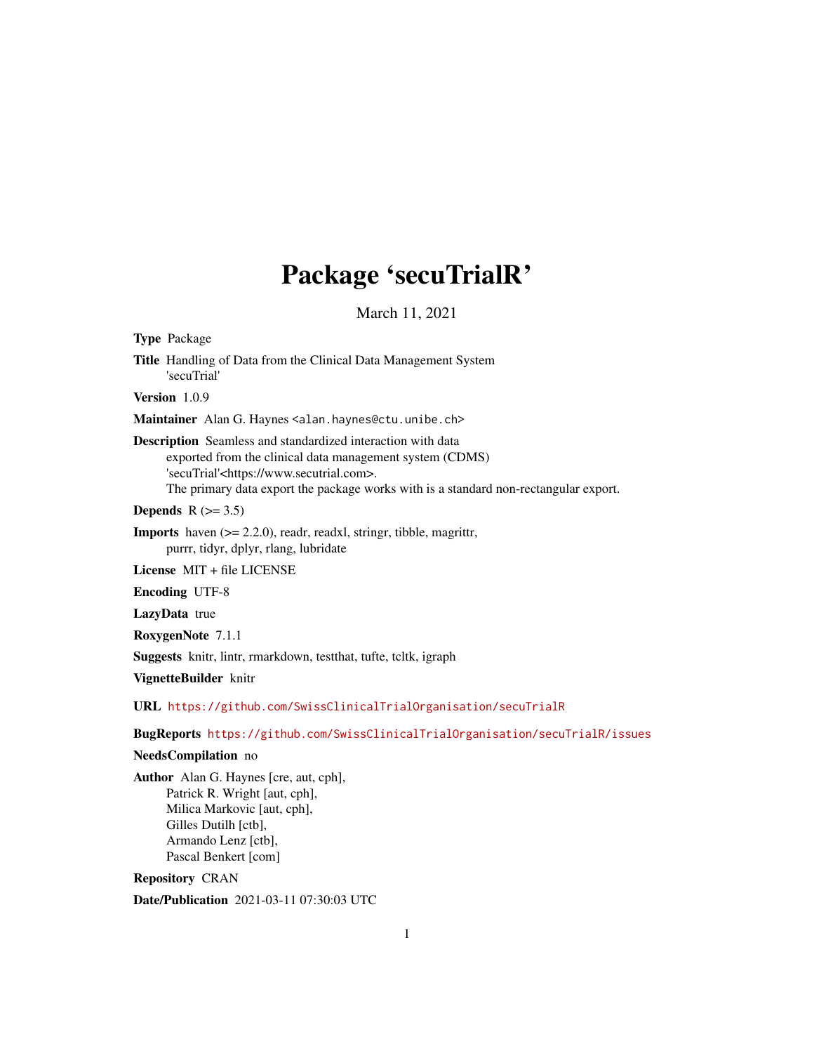# Package 'secuTrialR'

March 11, 2021

**Type** Package

**Title** Handling of Data from the Clinical Data Management System 'secuTrial'

**Version** 1.0.9

**Maintainer** Alan G. Haynes <alan.haynes@ctu.unibe.ch>

**Description** Seamless and standardized interaction with data exported from the clinical data management system (CDMS) 'secuTrial'<https://www.secutrial.com>. The primary data export the package works with is a standard non-rectangular export.

**Depends** R (>= 3.5)

**Imports** haven (>= 2.2.0), readr, readxl, stringr, tibble, magrittr, purrr, tidyr, dplyr, rlang, lubridate

**License** MIT + file LICENSE

**Encoding** UTF-8

**LazyData** true

**RoxygenNote** 7.1.1

**Suggests** knitr, lintr, rmarkdown, testthat, tufte, tcltk, igraph

**VignetteBuilder** knitr

**URL** https://github.com/SwissClinicalTrialOrganisation/secuTrialR

**BugReports** https://github.com/SwissClinicalTrialOrganisation/secuTrialR/issues

**NeedsCompilation** no

**Author** Alan G. Haynes [cre, aut, cph],
Patrick R. Wright [aut, cph],
Milica Markovic [aut, cph],
Gilles Dutilh [ctb],
Armando Lenz [ctb],
Pascal Benkert [com]

**Repository** CRAN

**Date/Publication** 2021-03-11 07:30:03 UTC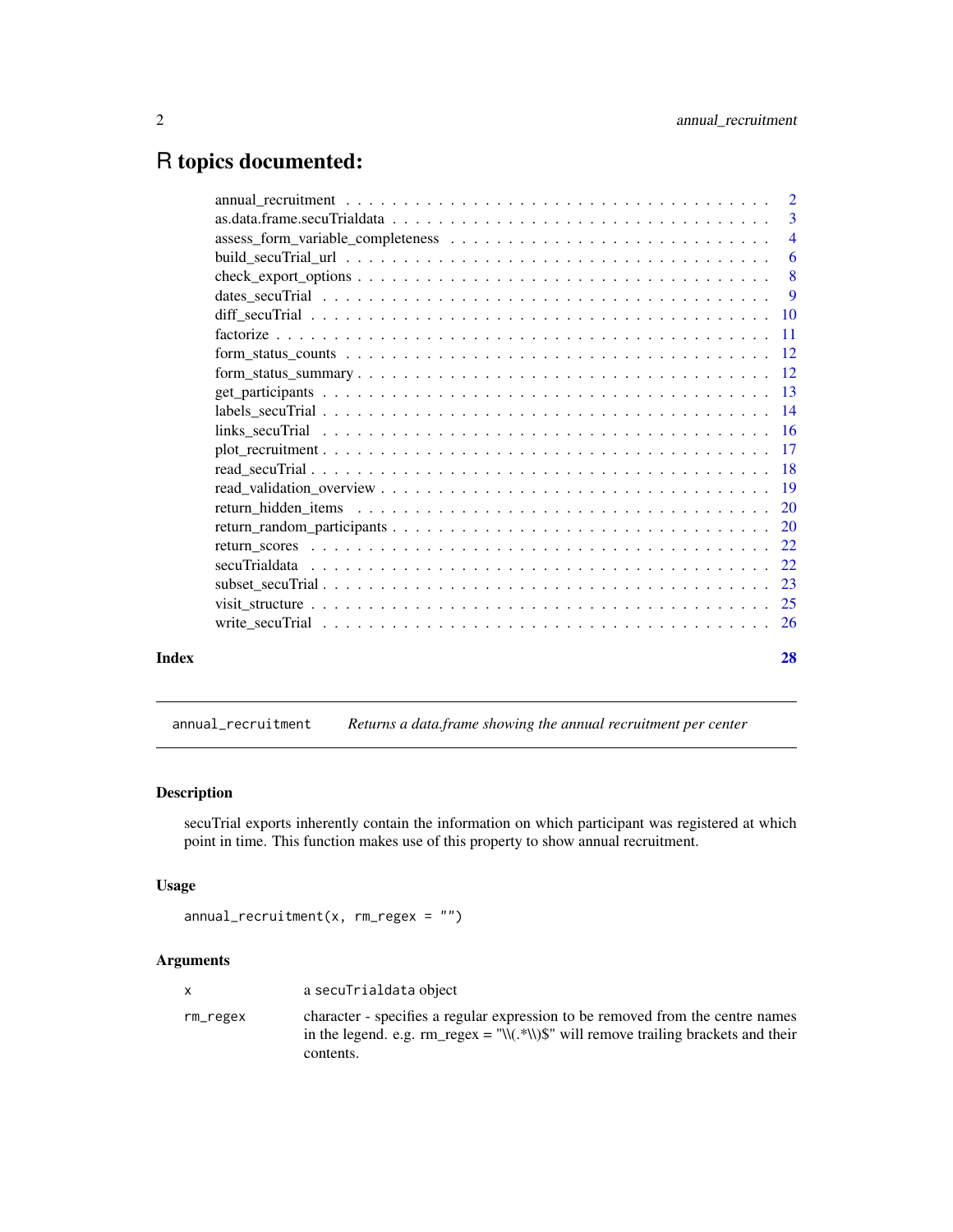# R topics documented:

| | |
|---|---|
| annual_recruitment | 2 |
| as.data.frame.secuTrialdata | 3 |
| assess_form_variable_completeness | 4 |
| build_secuTrial_url | 6 |
| check_export_options | 8 |
| dates_secuTrial | 9 |
| diff_secuTrial | 10 |
| factorize | 11 |
| form_status_counts | 12 |
| form_status_summary | 12 |
| get_participants | 13 |
| labels_secuTrial | 14 |
| links_secuTrial | 16 |
| plot_recruitment | 17 |
| read_secuTrial | 18 |
| read_validation_overview | 19 |
| return_hidden_items | 20 |
| return_random_participants | 20 |
| return_scores | 22 |
| secuTrialdata | 22 |
| subset_secuTrial | 23 |
| visit_structure | 25 |
| write_secuTrial | 26 |

**Index** **28**

---

`annual_recruitment` *Returns a data.frame showing the annual recruitment per center*

---

## Description

secuTrial exports inherently contain the information on which participant was registered at which point in time. This function makes use of this property to show annual recruitment.

## Usage

```
annual_recruitment(x, rm_regex = "")
```

## Arguments

| | |
|---|---|
| `x` | a `secuTrialdata` object |
| `rm_regex` | character - specifies a regular expression to be removed from the centre names in the legend. e.g. rm_regex = "\\(.*\\)$" will remove trailing brackets and their contents. |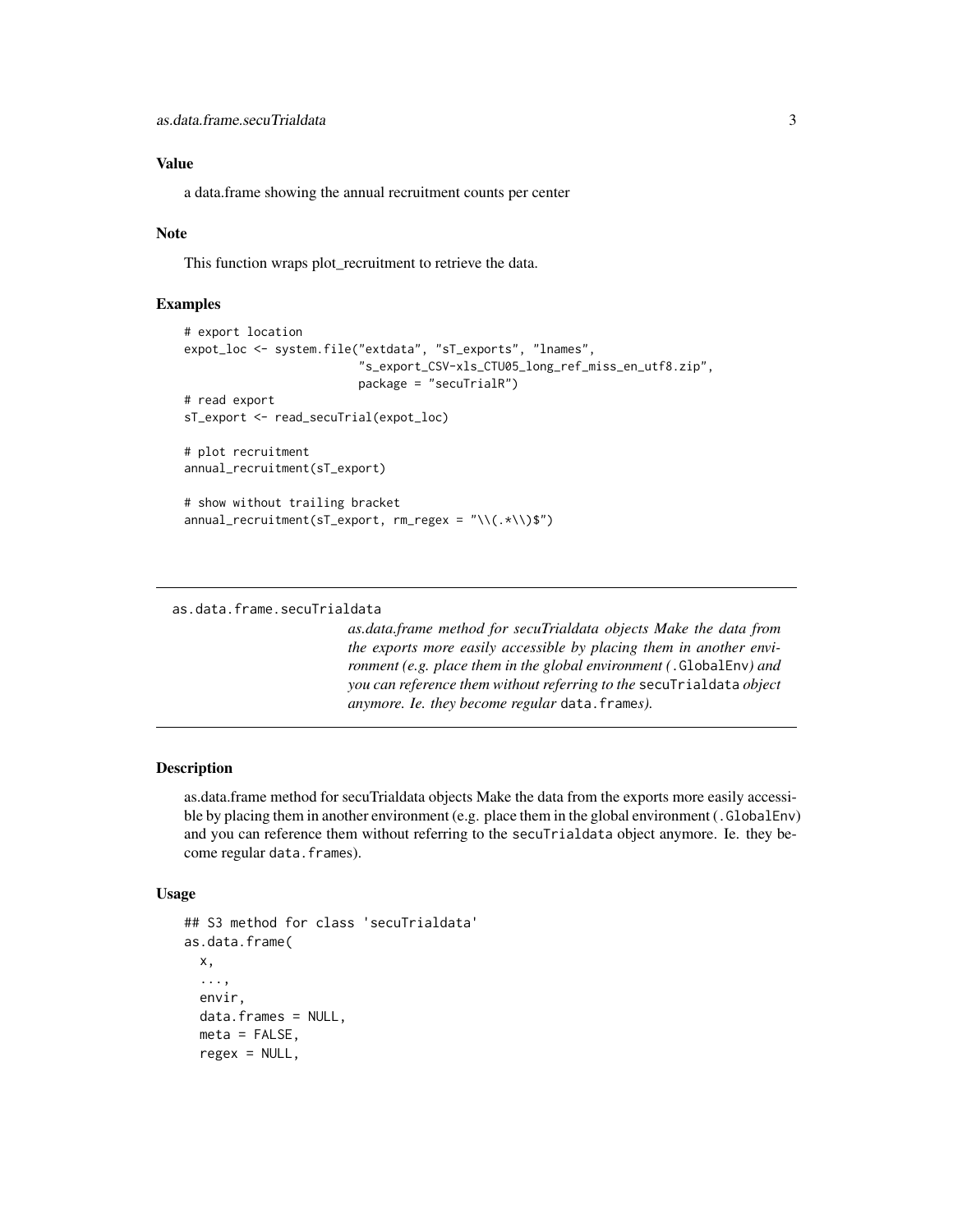### Value

a data.frame showing the annual recruitment counts per center

### Note

This function wraps plot_recruitment to retrieve the data.

### Examples

```
# export location
expot_loc <- system.file("extdata", "sT_exports", "lnames",
                         "s_export_CSV-xls_CTU05_long_ref_miss_en_utf8.zip",
                         package = "secuTrialR")
# read export
sT_export <- read_secuTrial(expot_loc)

# plot recruitment
annual_recruitment(sT_export)

# show without trailing bracket
annual_recruitment(sT_export, rm_regex = "\\(.*\\)$")
```

---

## as.data.frame.secuTrialdata

*as.data.frame method for secuTrialdata objects Make the data from the exports more easily accessible by placing them in another environment (e.g. place them in the global environment (`.GlobalEnv`) and you can reference them without referring to the `secuTrialdata` object anymore. Ie. they become regular `data.frames`).*

---

### Description

as.data.frame method for secuTrialdata objects Make the data from the exports more easily accessible by placing them in another environment (e.g. place them in the global environment (`.GlobalEnv`) and you can reference them without referring to the `secuTrialdata` object anymore. Ie. they become regular `data.frames`).

### Usage

```
## S3 method for class 'secuTrialdata'
as.data.frame(
  x,
  ...,
  envir,
  data.frames = NULL,
  meta = FALSE,
  regex = NULL,
```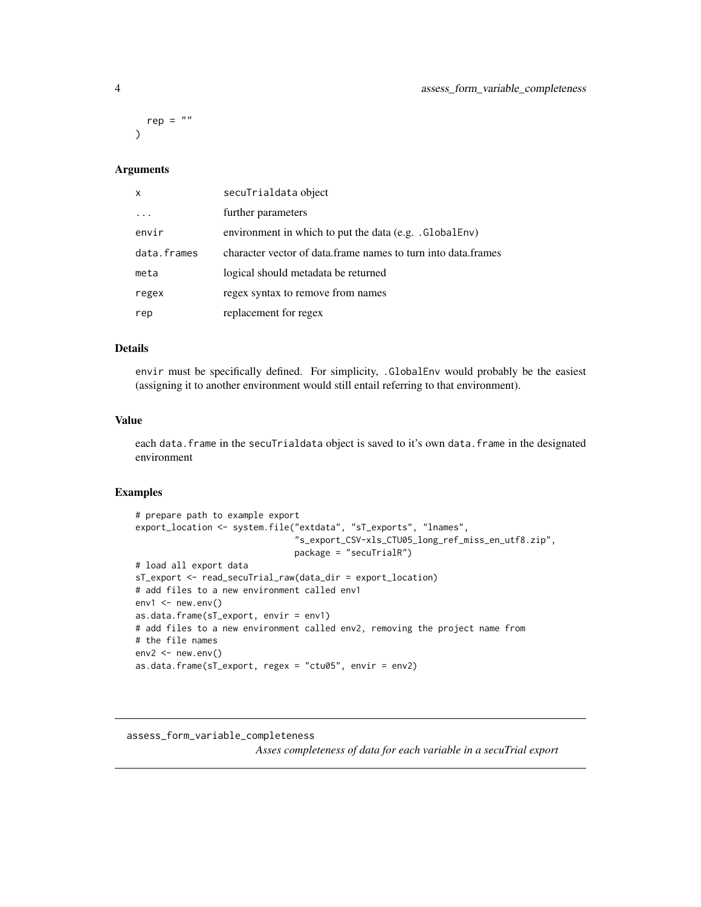```
  rep = ""
)
```

### Arguments

| | |
|---|---|
| x | secuTrialdata object |
| ... | further parameters |
| envir | environment in which to put the data (e.g. .GlobalEnv) |
| data.frames | character vector of data.frame names to turn into data.frames |
| meta | logical should metadata be returned |
| regex | regex syntax to remove from names |
| rep | replacement for regex |

### Details

envir must be specifically defined. For simplicity, .GlobalEnv would probably be the easiest (assigning it to another environment would still entail referring to that environment).

### Value

each data.frame in the secuTrialdata object is saved to it's own data.frame in the designated environment

### Examples

```
# prepare path to example export
export_location <- system.file("extdata", "sT_exports", "lnames",
                               "s_export_CSV-xls_CTU05_long_ref_miss_en_utf8.zip",
                               package = "secuTrialR")
# load all export data
sT_export <- read_secuTrial_raw(data_dir = export_location)
# add files to a new environment called env1
env1 <- new.env()
as.data.frame(sT_export, envir = env1)
# add files to a new environment called env2, removing the project name from
# the file names
env2 <- new.env()
as.data.frame(sT_export, regex = "ctu05", envir = env2)
```

---

## assess_form_variable_completeness

*Asses completeness of data for each variable in a secuTrial export*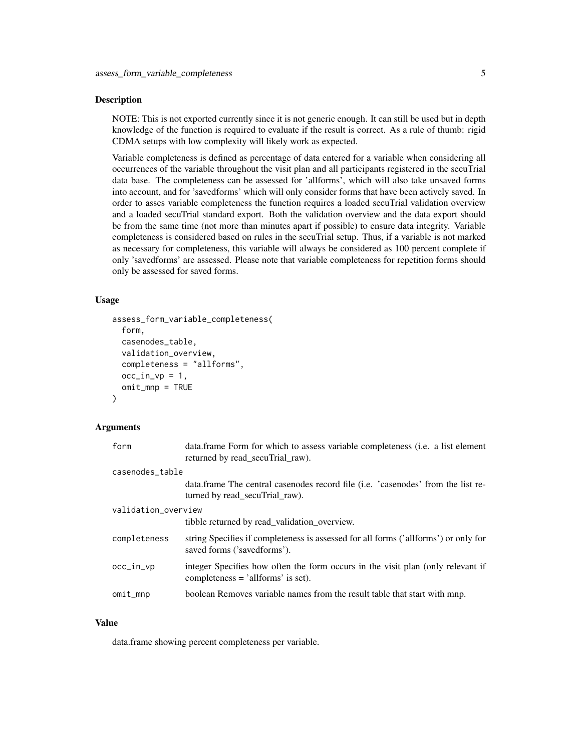## Description

NOTE: This is not exported currently since it is not generic enough. It can still be used but in depth knowledge of the function is required to evaluate if the result is correct. As a rule of thumb: rigid CDMA setups with low complexity will likely work as expected.

Variable completeness is defined as percentage of data entered for a variable when considering all occurrences of the variable throughout the visit plan and all participants registered in the secuTrial data base. The completeness can be assessed for 'allforms', which will also take unsaved forms into account, and for 'savedforms' which will only consider forms that have been actively saved. In order to asses variable completeness the function requires a loaded secuTrial validation overview and a loaded secuTrial standard export. Both the validation overview and the data export should be from the same time (not more than minutes apart if possible) to ensure data integrity. Variable completeness is considered based on rules in the secuTrial setup. Thus, if a variable is not marked as necessary for completeness, this variable will always be considered as 100 percent complete if only 'savedforms' are assessed. Please note that variable completeness for repetition forms should only be assessed for saved forms.

## Usage

```
assess_form_variable_completeness(
  form,
  casenodes_table,
  validation_overview,
  completeness = "allforms",
  occ_in_vp = 1,
  omit_mnp = TRUE
)
```

## Arguments

| Argument | Description |
| --- | --- |
| `form` | data.frame Form for which to assess variable completeness (i.e. a list element returned by read_secuTrial_raw). |
| `casenodes_table` | data.frame The central casenodes record file (i.e. 'casenodes' from the list returned by read_secuTrial_raw). |
| `validation_overview` | tibble returned by read_validation_overview. |
| `completeness` | string Specifies if completeness is assessed for all forms ('allforms') or only for saved forms ('savedforms'). |
| `occ_in_vp` | integer Specifies how often the form occurs in the visit plan (only relevant if completeness = 'allforms' is set). |
| `omit_mnp` | boolean Removes variable names from the result table that start with mnp. |

## Value

data.frame showing percent completeness per variable.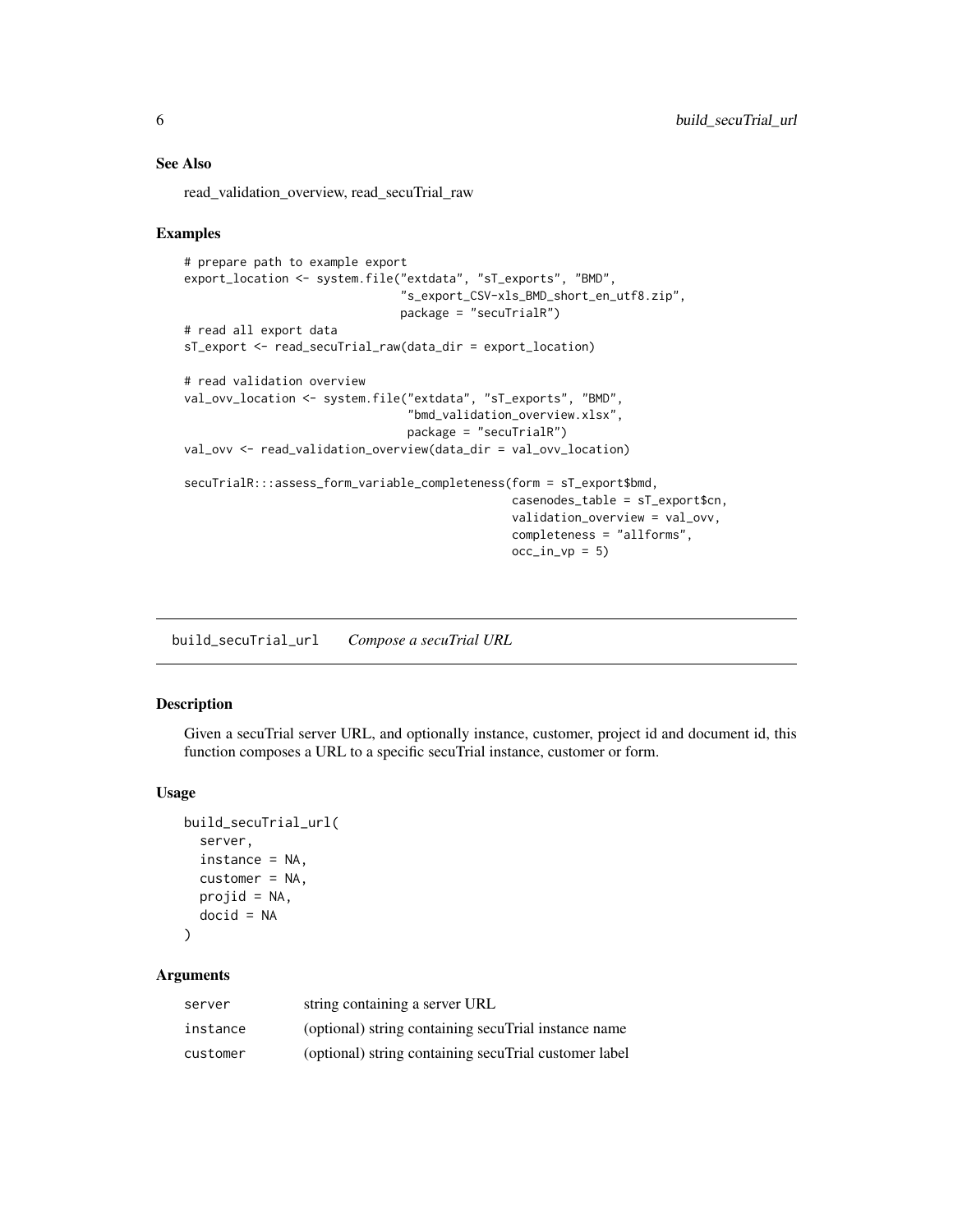### See Also

read_validation_overview, read_secuTrial_raw

### Examples

```
# prepare path to example export
export_location <- system.file("extdata", "sT_exports", "BMD",
                               "s_export_CSV-xls_BMD_short_en_utf8.zip",
                               package = "secuTrialR")
# read all export data
sT_export <- read_secuTrial_raw(data_dir = export_location)

# read validation overview
val_ovv_location <- system.file("extdata", "sT_exports", "BMD",
                                "bmd_validation_overview.xlsx",
                                package = "secuTrialR")
val_ovv <- read_validation_overview(data_dir = val_ovv_location)

secuTrialR:::assess_form_variable_completeness(form = sT_export$bmd,
                                                casenodes_table = sT_export$cn,
                                                validation_overview = val_ovv,
                                                completeness = "allforms",
                                                occ_in_vp = 5)
```

---

## build_secuTrial_url    *Compose a secuTrial URL*

### Description

Given a secuTrial server URL, and optionally instance, customer, project id and document id, this function composes a URL to a specific secuTrial instance, customer or form.

### Usage

```
build_secuTrial_url(
  server,
  instance = NA,
  customer = NA,
  projid = NA,
  docid = NA
)
```

### Arguments

| | |
|---|---|
| server | string containing a server URL |
| instance | (optional) string containing secuTrial instance name |
| customer | (optional) string containing secuTrial customer label |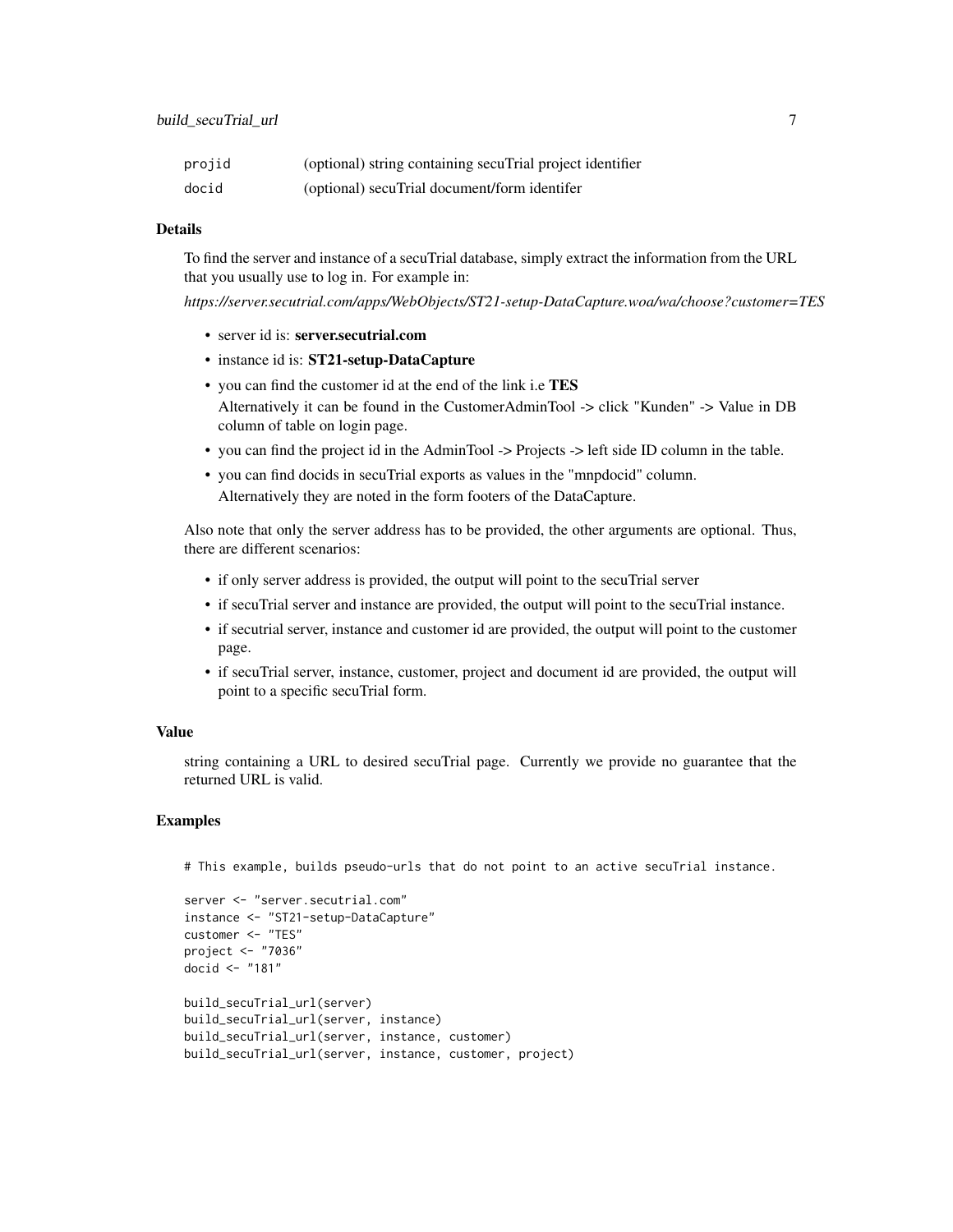| | |
|---|---|
| projid | (optional) string containing secuTrial project identifier |
| docid | (optional) secuTrial document/form identifer |

### Details

To find the server and instance of a secuTrial database, simply extract the information from the URL that you usually use to log in. For example in:

*https://server.secutrial.com/apps/WebObjects/ST21-setup-DataCapture.woa/wa/choose?customer=TES*

- server id is: **server.secutrial.com**
- instance id is: **ST21-setup-DataCapture**
- you can find the customer id at the end of the link i.e **TES**
  Alternatively it can be found in the CustomerAdminTool -> click "Kunden" -> Value in DB column of table on login page.
- you can find the project id in the AdminTool -> Projects -> left side ID column in the table.
- you can find docids in secuTrial exports as values in the "mnpdocid" column.
  Alternatively they are noted in the form footers of the DataCapture.

Also note that only the server address has to be provided, the other arguments are optional. Thus, there are different scenarios:

- if only server address is provided, the output will point to the secuTrial server
- if secuTrial server and instance are provided, the output will point to the secuTrial instance.
- if secutrial server, instance and customer id are provided, the output will point to the customer page.
- if secuTrial server, instance, customer, project and document id are provided, the output will point to a specific secuTrial form.

### Value

string containing a URL to desired secuTrial page. Currently we provide no guarantee that the returned URL is valid.

### Examples

```
# This example, builds pseudo-urls that do not point to an active secuTrial instance.

server <- "server.secutrial.com"
instance <- "ST21-setup-DataCapture"
customer <- "TES"
project <- "7036"
docid <- "181"

build_secuTrial_url(server)
build_secuTrial_url(server, instance)
build_secuTrial_url(server, instance, customer)
build_secuTrial_url(server, instance, customer, project)
```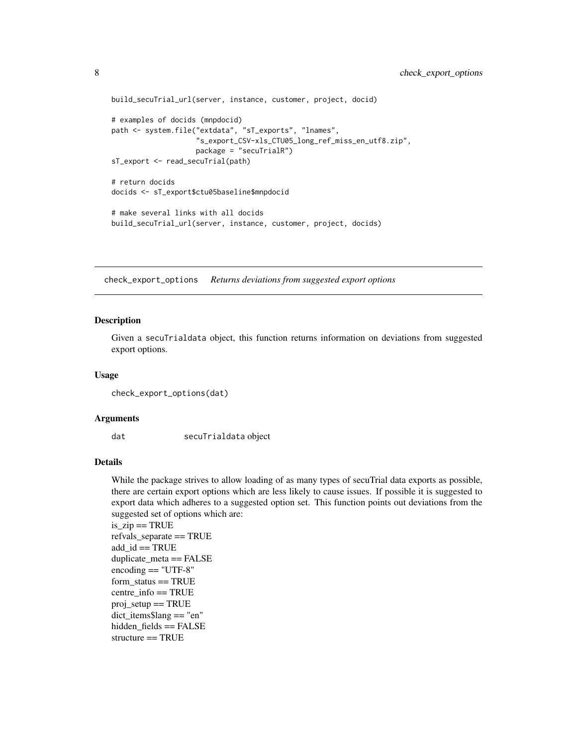```
build_secuTrial_url(server, instance, customer, project, docid)

# examples of docids (mnpdocid)
path <- system.file("extdata", "sT_exports", "lnames",
                    "s_export_CSV-xls_CTU05_long_ref_miss_en_utf8.zip",
                    package = "secuTrialR")
sT_export <- read_secuTrial(path)

# return docids
docids <- sT_export$ctu05baseline$mnpdocid

# make several links with all docids
build_secuTrial_url(server, instance, customer, project, docids)
```

---

## check_export_options *Returns deviations from suggested export options*

---

### Description

Given a `secuTrialdata` object, this function returns information on deviations from suggested export options.

### Usage

```
check_export_options(dat)
```

### Arguments

| | |
|---|---|
| `dat` | `secuTrialdata` object |

### Details

While the package strives to allow loading of as many types of secuTrial data exports as possible, there are certain export options which are less likely to cause issues. If possible it is suggested to export data which adheres to a suggested option set. This function points out deviations from the suggested set of options which are:
is_zip == TRUE
refvals_separate == TRUE
add_id == TRUE
duplicate_meta == FALSE
encoding == "UTF-8"
form_status == TRUE
centre_info == TRUE
proj_setup == TRUE
dict_items$lang == "en"
hidden_fields == FALSE
structure == TRUE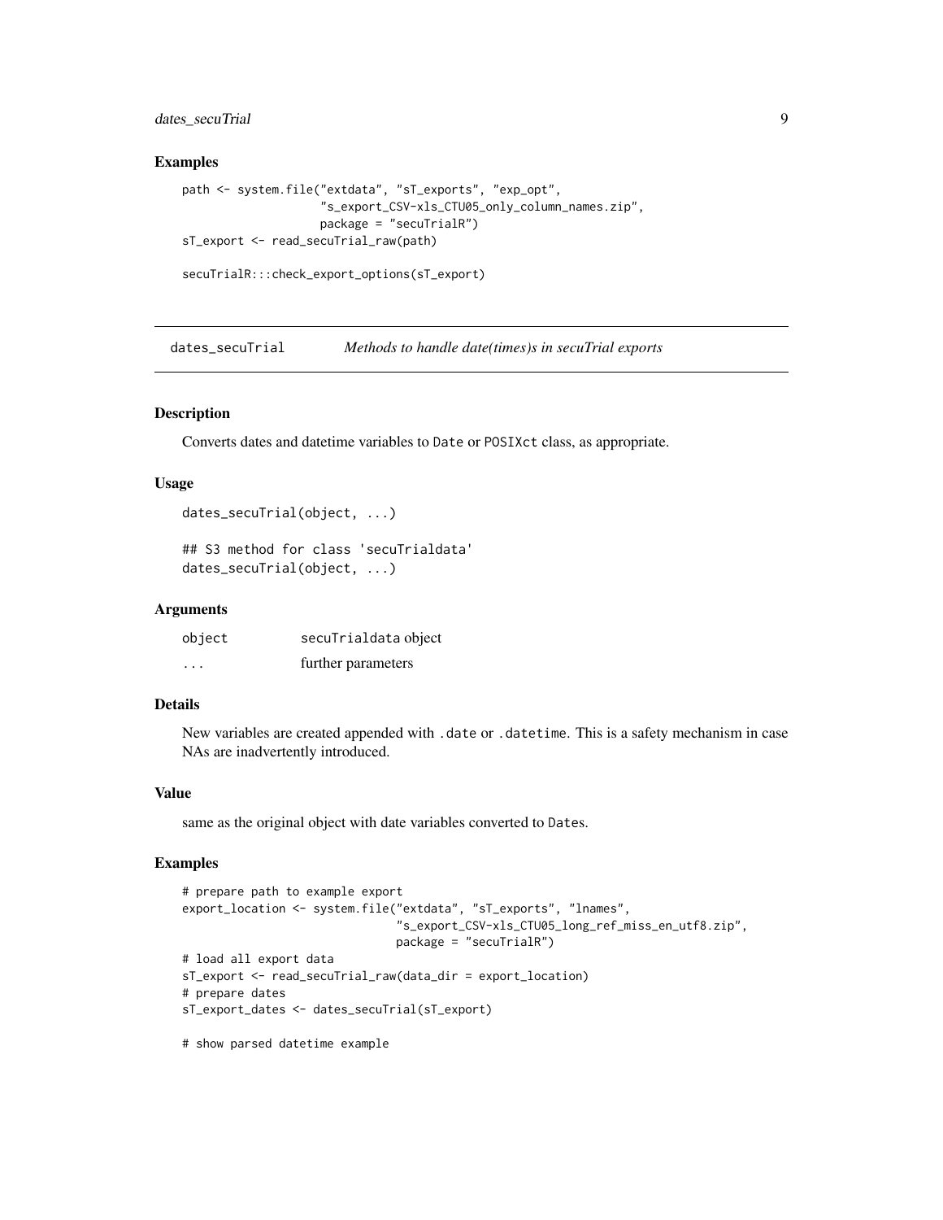### Examples

```
path <- system.file("extdata", "sT_exports", "exp_opt",
                    "s_export_CSV-xls_CTU05_only_column_names.zip",
                    package = "secuTrialR")
sT_export <- read_secuTrial_raw(path)

secuTrialR:::check_export_options(sT_export)
```

---

## dates_secuTrial — *Methods to handle date(times)s in secuTrial exports*

### Description

Converts dates and datetime variables to `Date` or `POSIXct` class, as appropriate.

### Usage

```
dates_secuTrial(object, ...)

## S3 method for class 'secuTrialdata'
dates_secuTrial(object, ...)
```

### Arguments

| | |
|---|---|
| object | `secuTrialdata` object |
| ... | further parameters |

### Details

New variables are created appended with `.date` or `.datetime`. This is a safety mechanism in case NAs are inadvertently introduced.

### Value

same as the original object with date variables converted to `Date`s.

### Examples

```
# prepare path to example export
export_location <- system.file("extdata", "sT_exports", "lnames",
                               "s_export_CSV-xls_CTU05_long_ref_miss_en_utf8.zip",
                               package = "secuTrialR")
# load all export data
sT_export <- read_secuTrial_raw(data_dir = export_location)
# prepare dates
sT_export_dates <- dates_secuTrial(sT_export)

# show parsed datetime example
```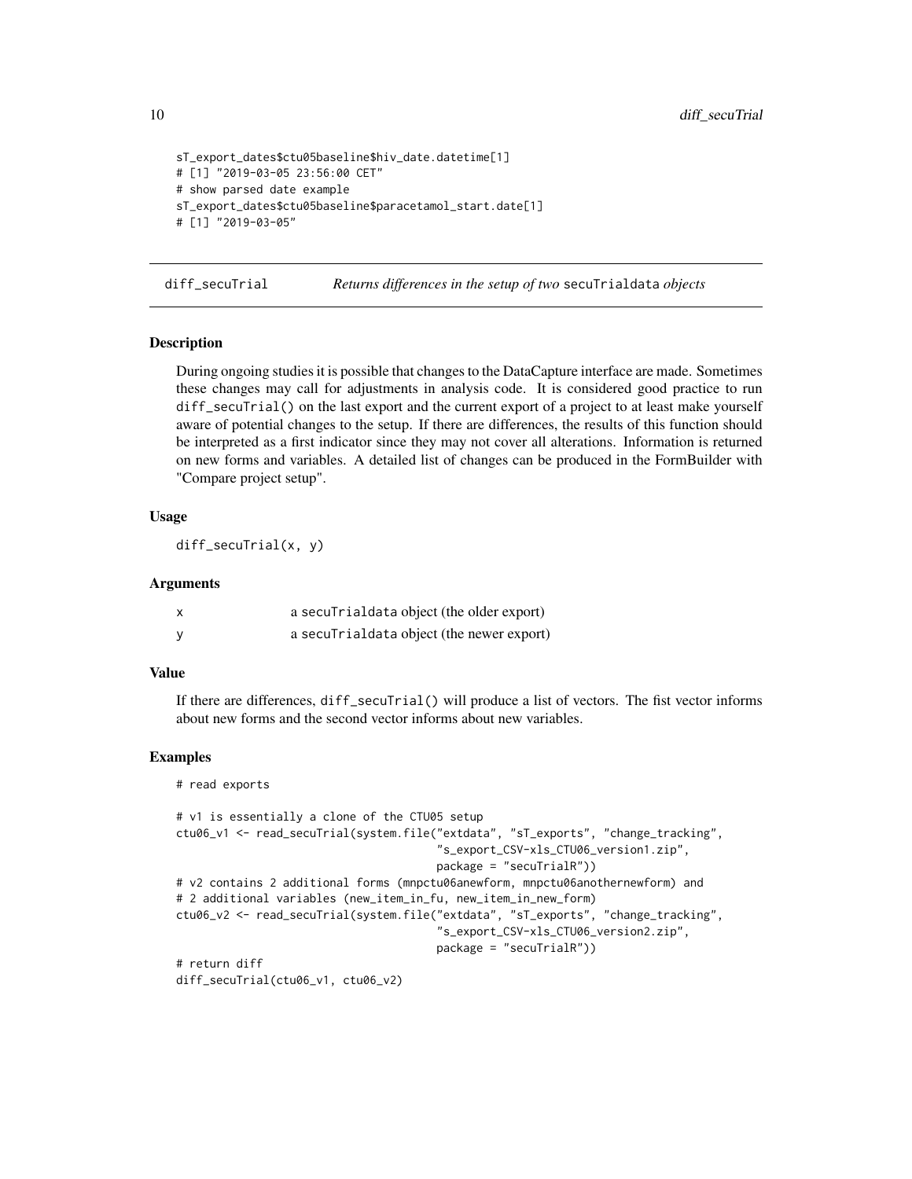```
sT_export_dates$ctu05baseline$hiv_date.datetime[1]
# [1] "2019-03-05 23:56:00 CET"
# show parsed date example
sT_export_dates$ctu05baseline$paracetamol_start.date[1]
# [1] "2019-03-05"
```

## diff_secuTrial — *Returns differences in the setup of two* `secuTrialdata` *objects*

### Description

During ongoing studies it is possible that changes to the DataCapture interface are made. Sometimes these changes may call for adjustments in analysis code. It is considered good practice to run `diff_secuTrial()` on the last export and the current export of a project to at least make yourself aware of potential changes to the setup. If there are differences, the results of this function should be interpreted as a first indicator since they may not cover all alterations. Information is returned on new forms and variables. A detailed list of changes can be produced in the FormBuilder with "Compare project setup".

### Usage

```
diff_secuTrial(x, y)
```

### Arguments

| | |
|---|---|
| x | a `secuTrialdata` object (the older export) |
| y | a `secuTrialdata` object (the newer export) |

### Value

If there are differences, `diff_secuTrial()` will produce a list of vectors. The fist vector informs about new forms and the second vector informs about new variables.

### Examples

```
# read exports

# v1 is essentially a clone of the CTU05 setup
ctu06_v1 <- read_secuTrial(system.file("extdata", "sT_exports", "change_tracking",
                                       "s_export_CSV-xls_CTU06_version1.zip",
                                       package = "secuTrialR"))
# v2 contains 2 additional forms (mnpctu06anewform, mnpctu06anothernewform) and
# 2 additional variables (new_item_in_fu, new_item_in_new_form)
ctu06_v2 <- read_secuTrial(system.file("extdata", "sT_exports", "change_tracking",
                                       "s_export_CSV-xls_CTU06_version2.zip",
                                       package = "secuTrialR"))
# return diff
diff_secuTrial(ctu06_v1, ctu06_v2)
```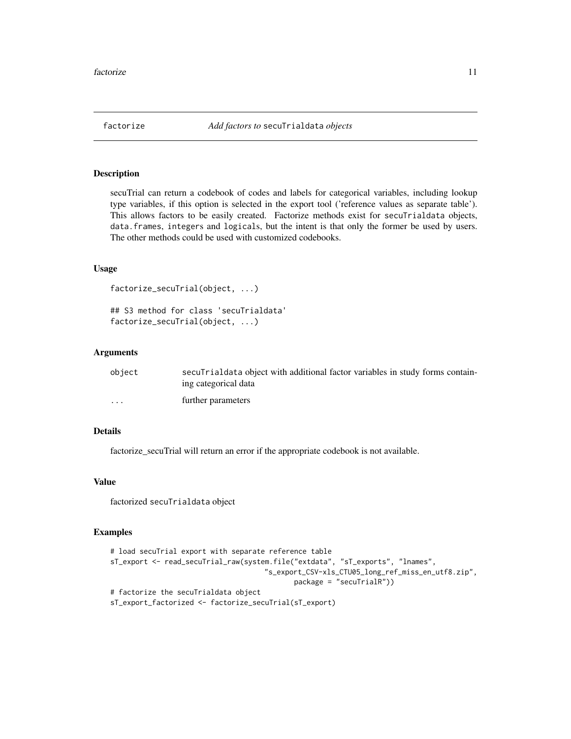# factorize — *Add factors to* secuTrialdata *objects*

## Description

secuTrial can return a codebook of codes and labels for categorical variables, including lookup type variables, if this option is selected in the export tool ('reference values as separate table'). This allows factors to be easily created. Factorize methods exist for secuTrialdata objects, data.frames, integers and logicals, but the intent is that only the former be used by users. The other methods could be used with customized codebooks.

## Usage

```
factorize_secuTrial(object, ...)

## S3 method for class 'secuTrialdata'
factorize_secuTrial(object, ...)
```

## Arguments

| | |
|---|---|
| object | secuTrialdata object with additional factor variables in study forms containing categorical data |
| ... | further parameters |

## Details

factorize_secuTrial will return an error if the appropriate codebook is not available.

## Value

factorized secuTrialdata object

## Examples

```
# load secuTrial export with separate reference table
sT_export <- read_secuTrial_raw(system.file("extdata", "sT_exports", "lnames",
                                  "s_export_CSV-xls_CTU05_long_ref_miss_en_utf8.zip",
                                       package = "secuTrialR"))
# factorize the secuTrialdata object
sT_export_factorized <- factorize_secuTrial(sT_export)
```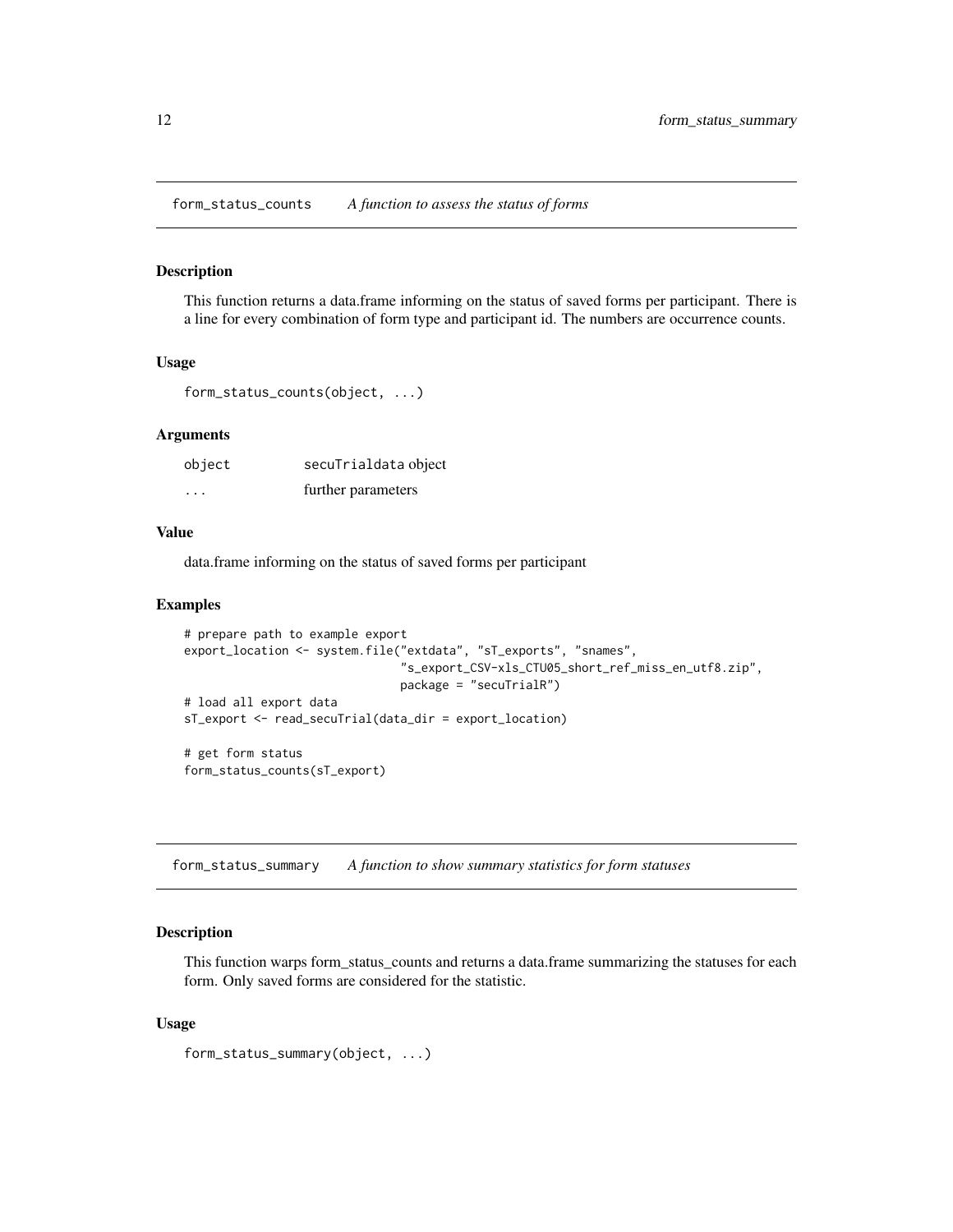## form_status_counts *A function to assess the status of forms*

### Description

This function returns a data.frame informing on the status of saved forms per participant. There is a line for every combination of form type and participant id. The numbers are occurrence counts.

### Usage

```
form_status_counts(object, ...)
```

### Arguments

| | |
|---|---|
| object | secuTrialdata object |
| ... | further parameters |

### Value

data.frame informing on the status of saved forms per participant

### Examples

```
# prepare path to example export
export_location <- system.file("extdata", "sT_exports", "snames",
                               "s_export_CSV-xls_CTU05_short_ref_miss_en_utf8.zip",
                               package = "secuTrialR")
# load all export data
sT_export <- read_secuTrial(data_dir = export_location)

# get form status
form_status_counts(sT_export)
```

## form_status_summary *A function to show summary statistics for form statuses*

### Description

This function warps form_status_counts and returns a data.frame summarizing the statuses for each form. Only saved forms are considered for the statistic.

### Usage

```
form_status_summary(object, ...)
```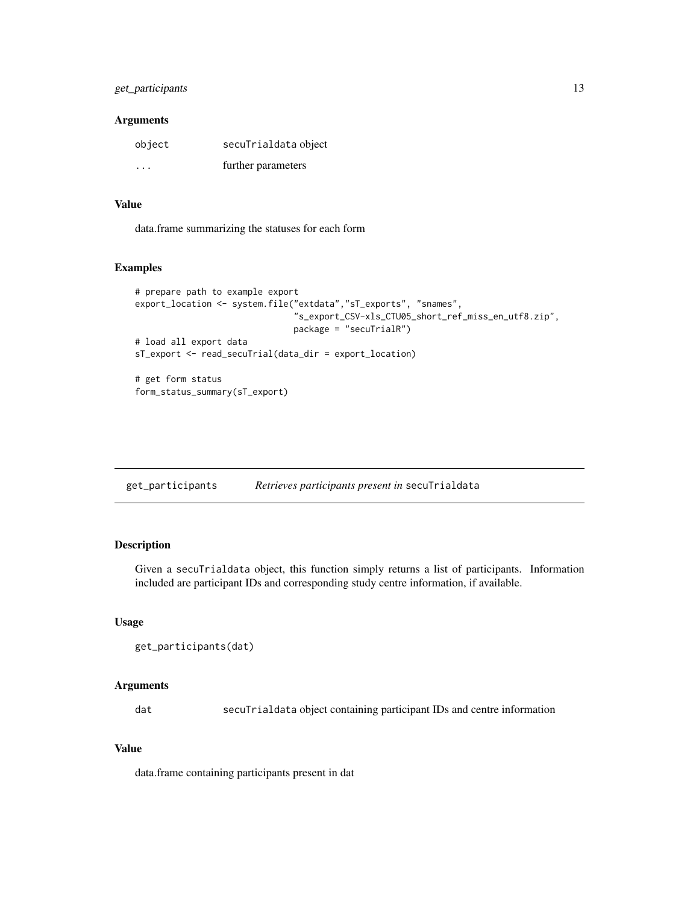### Arguments

| | |
|---|---|
| object | secuTrialdata object |
| ... | further parameters |

### Value

data.frame summarizing the statuses for each form

### Examples

```
# prepare path to example export
export_location <- system.file("extdata","sT_exports", "snames",
                               "s_export_CSV-xls_CTU05_short_ref_miss_en_utf8.zip",
                               package = "secuTrialR")
# load all export data
sT_export <- read_secuTrial(data_dir = export_location)

# get form status
form_status_summary(sT_export)
```

---

## get_participants    *Retrieves participants present in* secuTrialdata

### Description

Given a secuTrialdata object, this function simply returns a list of participants. Information included are participant IDs and corresponding study centre information, if available.

### Usage

```
get_participants(dat)
```

### Arguments

| | |
|---|---|
| dat | secuTrialdata object containing participant IDs and centre information |

### Value

data.frame containing participants present in dat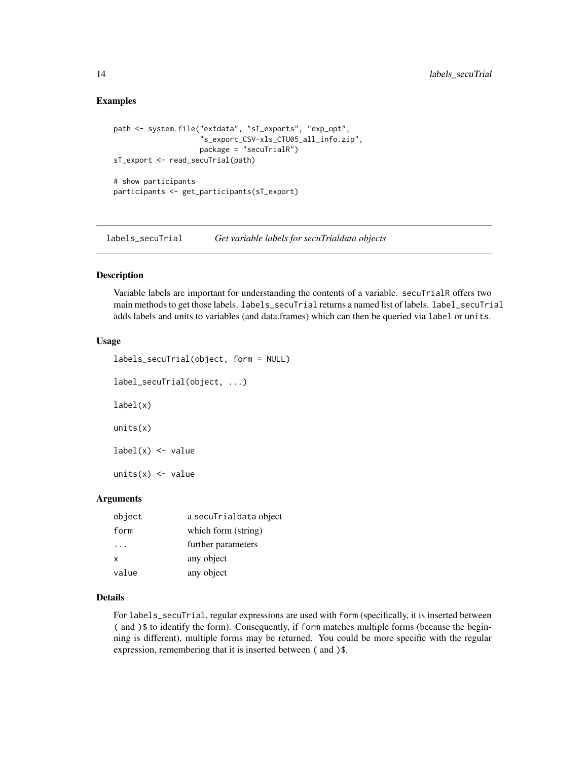## Examples

```
path <- system.file("extdata", "sT_exports", "exp_opt",
                    "s_export_CSV-xls_CTU05_all_info.zip",
                    package = "secuTrialR")
sT_export <- read_secuTrial(path)

# show participants
participants <- get_participants(sT_export)
```

---

## labels_secuTrial *Get variable labels for secuTrialdata objects*

### Description

Variable labels are important for understanding the contents of a variable. secuTrialR offers two main methods to get those labels. labels_secuTrial returns a named list of labels. label_secuTrial adds labels and units to variables (and data.frames) which can then be queried via label or units.

### Usage

```
labels_secuTrial(object, form = NULL)

label_secuTrial(object, ...)

label(x)

units(x)

label(x) <- value

units(x) <- value
```

### Arguments

| | |
|---|---|
| object | a secuTrialdata object |
| form | which form (string) |
| ... | further parameters |
| x | any object |
| value | any object |

### Details

For labels_secuTrial, regular expressions are used with form (specifically, it is inserted between ( and )$ to identify the form). Consequently, if form matches multiple forms (because the beginning is different), multiple forms may be returned. You could be more specific with the regular expression, remembering that it is inserted between ( and )$.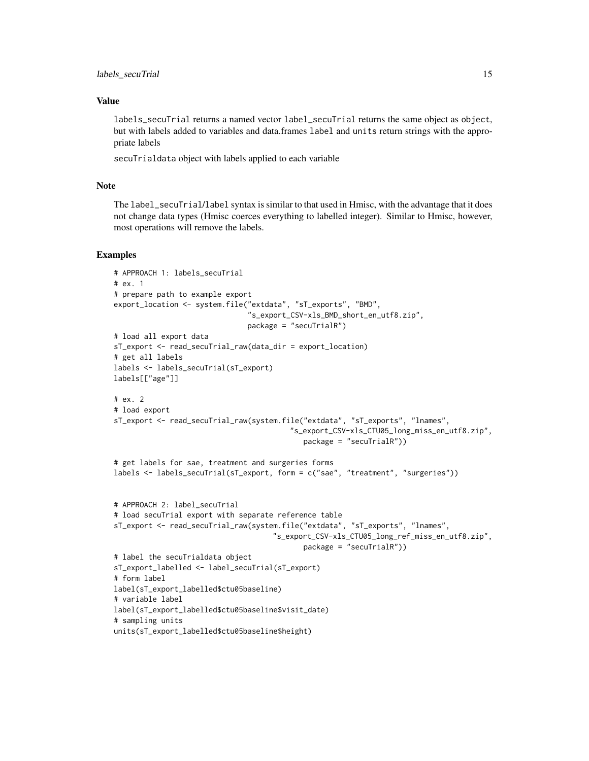## Value

labels_secuTrial returns a named vector label_secuTrial returns the same object as object, but with labels added to variables and data.frames label and units return strings with the appropriate labels

secuTrialdata object with labels applied to each variable

## Note

The label_secuTrial/label syntax is similar to that used in Hmisc, with the advantage that it does not change data types (Hmisc coerces everything to labelled integer). Similar to Hmisc, however, most operations will remove the labels.

## Examples

```
# APPROACH 1: labels_secuTrial
# ex. 1
# prepare path to example export
export_location <- system.file("extdata", "sT_exports", "BMD",
                               "s_export_CSV-xls_BMD_short_en_utf8.zip",
                               package = "secuTrialR")
# load all export data
sT_export <- read_secuTrial_raw(data_dir = export_location)
# get all labels
labels <- labels_secuTrial(sT_export)
labels[["age"]]

# ex. 2
# load export
sT_export <- read_secuTrial_raw(system.file("extdata", "sT_exports", "lnames",
                                      "s_export_CSV-xls_CTU05_long_miss_en_utf8.zip",
                                        package = "secuTrialR"))

# get labels for sae, treatment and surgeries forms
labels <- labels_secuTrial(sT_export, form = c("sae", "treatment", "surgeries"))


# APPROACH 2: label_secuTrial
# load secuTrial export with separate reference table
sT_export <- read_secuTrial_raw(system.file("extdata", "sT_exports", "lnames",
                                   "s_export_CSV-xls_CTU05_long_ref_miss_en_utf8.zip",
                                        package = "secuTrialR"))
# label the secuTrialdata object
sT_export_labelled <- label_secuTrial(sT_export)
# form label
label(sT_export_labelled$ctu05baseline)
# variable label
label(sT_export_labelled$ctu05baseline$visit_date)
# sampling units
units(sT_export_labelled$ctu05baseline$height)
```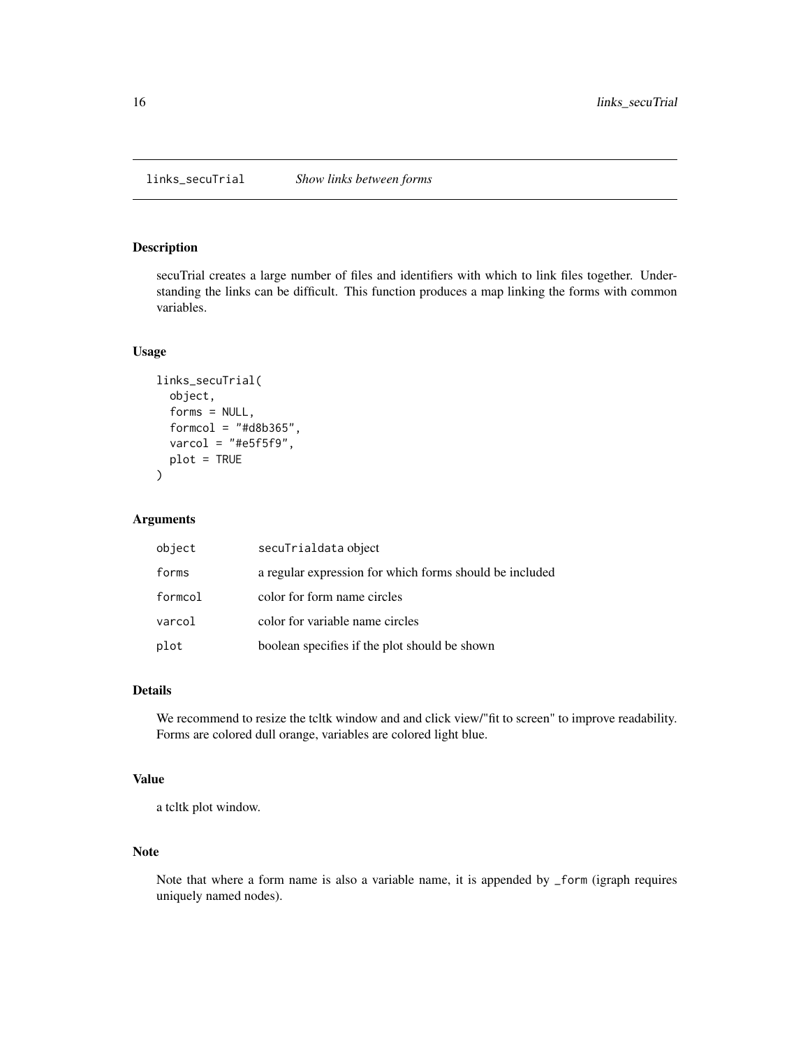# links_secuTrial    *Show links between forms*

## Description

secuTrial creates a large number of files and identifiers with which to link files together. Understanding the links can be difficult. This function produces a map linking the forms with common variables.

## Usage

```
links_secuTrial(
  object,
  forms = NULL,
  formcol = "#d8b365",
  varcol = "#e5f5f9",
  plot = TRUE
)
```

## Arguments

| | |
|---|---|
| object | secuTrialdata object |
| forms | a regular expression for which forms should be included |
| formcol | color for form name circles |
| varcol | color for variable name circles |
| plot | boolean specifies if the plot should be shown |

## Details

We recommend to resize the tcltk window and and click view/"fit to screen" to improve readability. Forms are colored dull orange, variables are colored light blue.

## Value

a tcltk plot window.

## Note

Note that where a form name is also a variable name, it is appended by `_form` (igraph requires uniquely named nodes).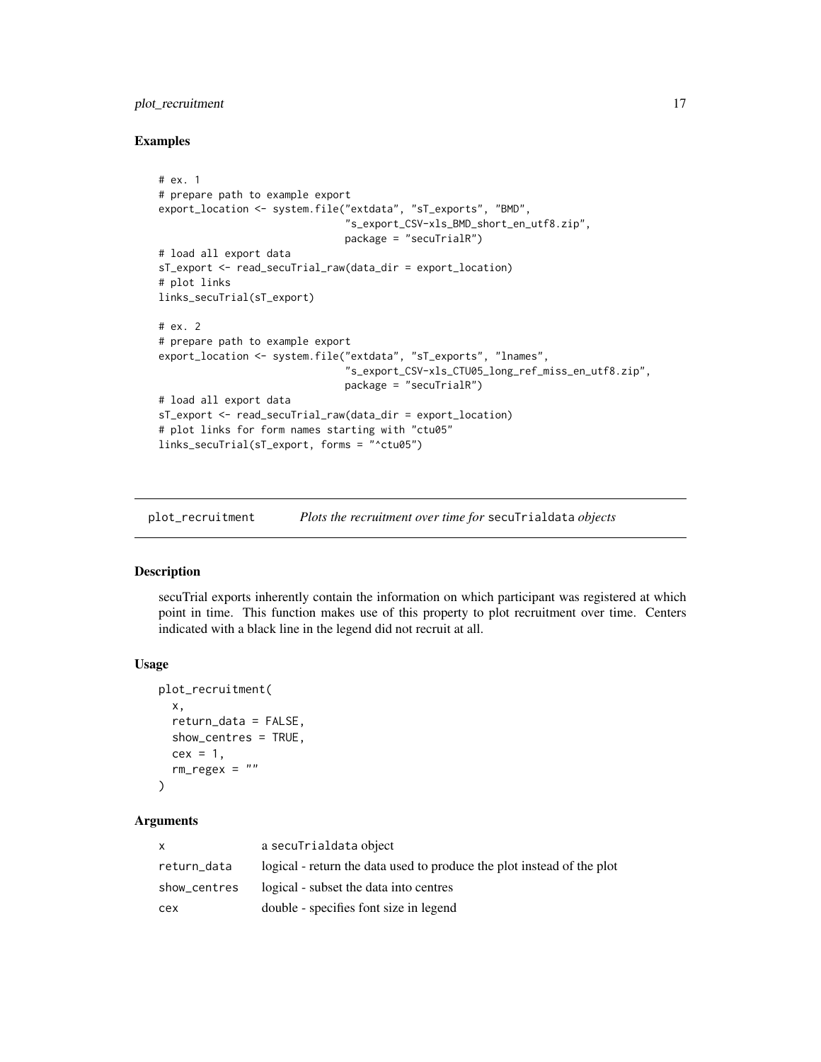## Examples

```
# ex. 1
# prepare path to example export
export_location <- system.file("extdata", "sT_exports", "BMD",
                               "s_export_CSV-xls_BMD_short_en_utf8.zip",
                               package = "secuTrialR")
# load all export data
sT_export <- read_secuTrial_raw(data_dir = export_location)
# plot links
links_secuTrial(sT_export)

# ex. 2
# prepare path to example export
export_location <- system.file("extdata", "sT_exports", "lnames",
                               "s_export_CSV-xls_CTU05_long_ref_miss_en_utf8.zip",
                               package = "secuTrialR")
# load all export data
sT_export <- read_secuTrial_raw(data_dir = export_location)
# plot links for form names starting with "ctu05"
links_secuTrial(sT_export, forms = "^ctu05")
```

---

# plot_recruitment *Plots the recruitment over time for* `secuTrialdata` *objects*

## Description

secuTrial exports inherently contain the information on which participant was registered at which point in time. This function makes use of this property to plot recruitment over time. Centers indicated with a black line in the legend did not recruit at all.

## Usage

```
plot_recruitment(
  x,
  return_data = FALSE,
  show_centres = TRUE,
  cex = 1,
  rm_regex = ""
)
```

## Arguments

| | |
|---|---|
| `x` | a `secuTrialdata` object |
| `return_data` | logical - return the data used to produce the plot instead of the plot |
| `show_centres` | logical - subset the data into centres |
| `cex` | double - specifies font size in legend |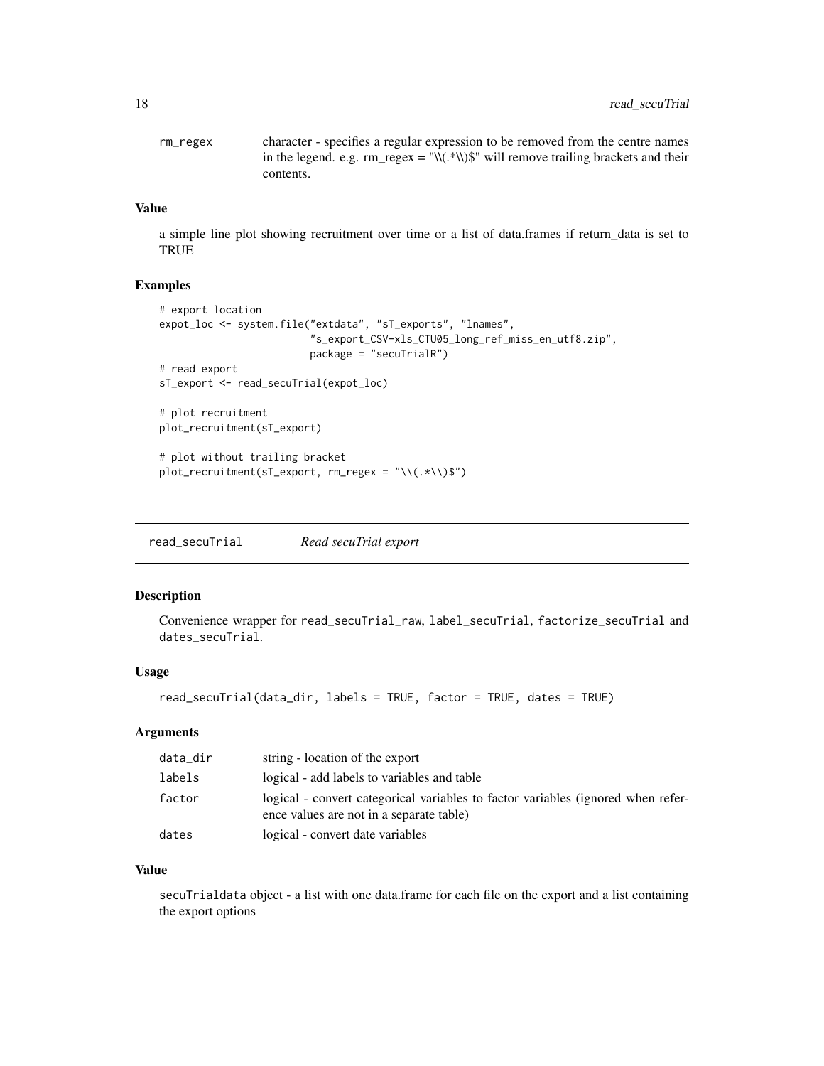| | |
|---|---|
| rm_regex | character - specifies a regular expression to be removed from the centre names in the legend. e.g. rm_regex = "\\(.*\\)$" will remove trailing brackets and their contents. |

### Value

a simple line plot showing recruitment over time or a list of data.frames if return_data is set to TRUE

### Examples

```
# export location
expot_loc <- system.file("extdata", "sT_exports", "lnames",
                         "s_export_CSV-xls_CTU05_long_ref_miss_en_utf8.zip",
                         package = "secuTrialR")
# read export
sT_export <- read_secuTrial(expot_loc)

# plot recruitment
plot_recruitment(sT_export)

# plot without trailing bracket
plot_recruitment(sT_export, rm_regex = "\\(.*\\)$")
```

## read_secuTrial *Read secuTrial export*

### Description

Convenience wrapper for read_secuTrial_raw, label_secuTrial, factorize_secuTrial and dates_secuTrial.

### Usage

```
read_secuTrial(data_dir, labels = TRUE, factor = TRUE, dates = TRUE)
```

### Arguments

| | |
|---|---|
| data_dir | string - location of the export |
| labels | logical - add labels to variables and table |
| factor | logical - convert categorical variables to factor variables (ignored when reference values are not in a separate table) |
| dates | logical - convert date variables |

### Value

secuTrialdata object - a list with one data.frame for each file on the export and a list containing the export options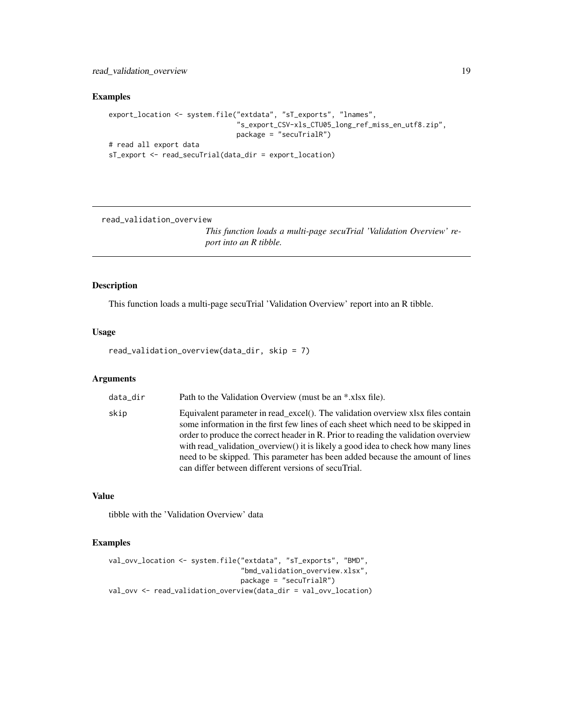## Examples

```
export_location <- system.file("extdata", "sT_exports", "lnames",
                               "s_export_CSV-xls_CTU05_long_ref_miss_en_utf8.zip",
                               package = "secuTrialR")
# read all export data
sT_export <- read_secuTrial(data_dir = export_location)
```

---

## read_validation_overview

*This function loads a multi-page secuTrial 'Validation Overview' report into an R tibble.*

---

### Description

This function loads a multi-page secuTrial 'Validation Overview' report into an R tibble.

### Usage

```
read_validation_overview(data_dir, skip = 7)
```

### Arguments

| | |
|---|---|
| data_dir | Path to the Validation Overview (must be an *.xlsx file). |
| skip | Equivalent parameter in read_excel(). The validation overview xlsx files contain some information in the first few lines of each sheet which need to be skipped in order to produce the correct header in R. Prior to reading the validation overview with read_validation_overview() it is likely a good idea to check how many lines need to be skipped. This parameter has been added because the amount of lines can differ between different versions of secuTrial. |

### Value

tibble with the 'Validation Overview' data

### Examples

```
val_ovv_location <- system.file("extdata", "sT_exports", "BMD",
                                "bmd_validation_overview.xlsx",
                                package = "secuTrialR")
val_ovv <- read_validation_overview(data_dir = val_ovv_location)
```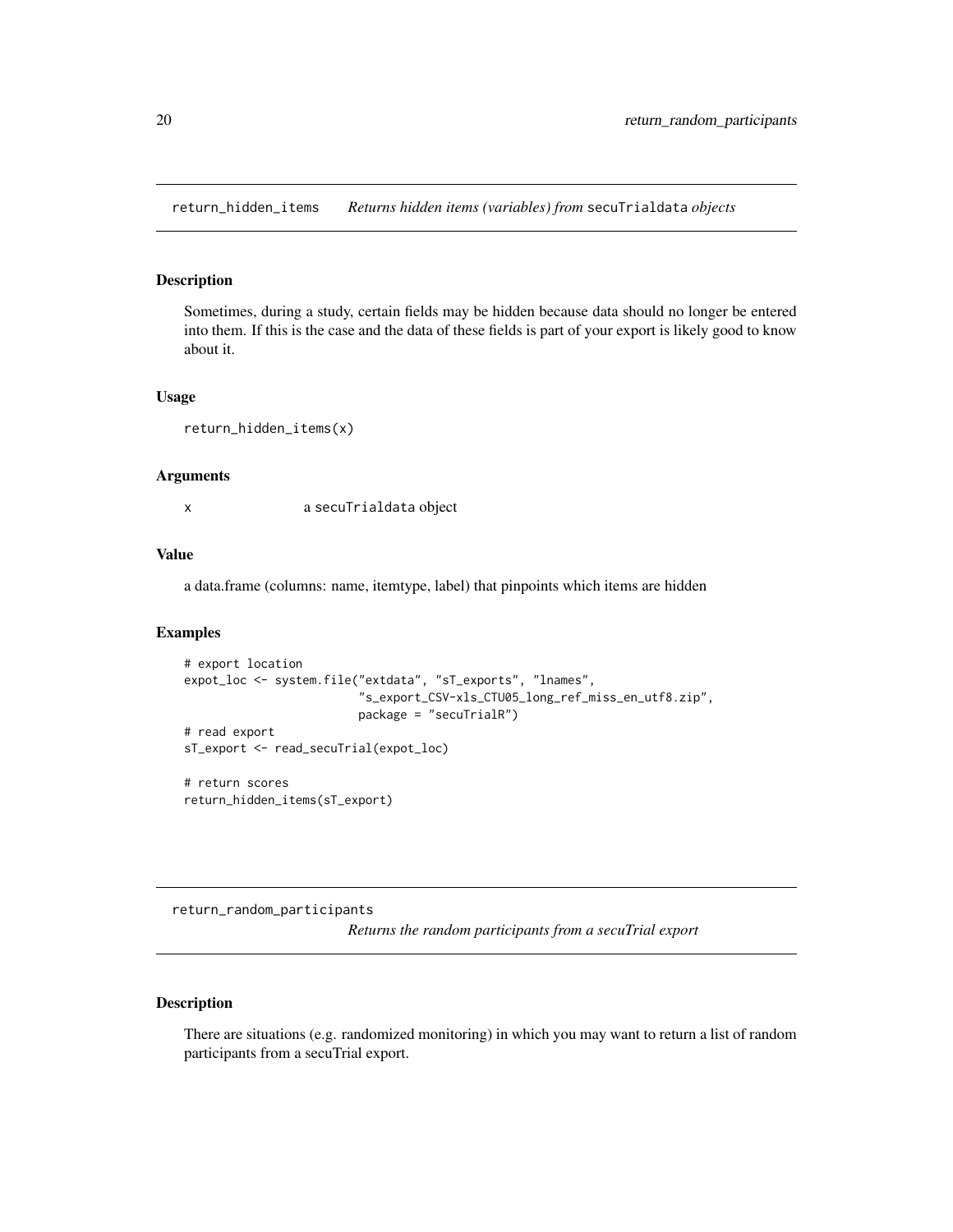## return_hidden_items *Returns hidden items (variables) from* `secuTrialdata` *objects*

### Description

Sometimes, during a study, certain fields may be hidden because data should no longer be entered into them. If this is the case and the data of these fields is part of your export is likely good to know about it.

### Usage

```
return_hidden_items(x)
```

### Arguments

| | |
|---|---|
| x | a `secuTrialdata` object |

### Value

a data.frame (columns: name, itemtype, label) that pinpoints which items are hidden

### Examples

```
# export location
expot_loc <- system.file("extdata", "sT_exports", "lnames",
                         "s_export_CSV-xls_CTU05_long_ref_miss_en_utf8.zip",
                         package = "secuTrialR")
# read export
sT_export <- read_secuTrial(expot_loc)

# return scores
return_hidden_items(sT_export)
```

## return_random_participants *Returns the random participants from a secuTrial export*

### Description

There are situations (e.g. randomized monitoring) in which you may want to return a list of random participants from a secuTrial export.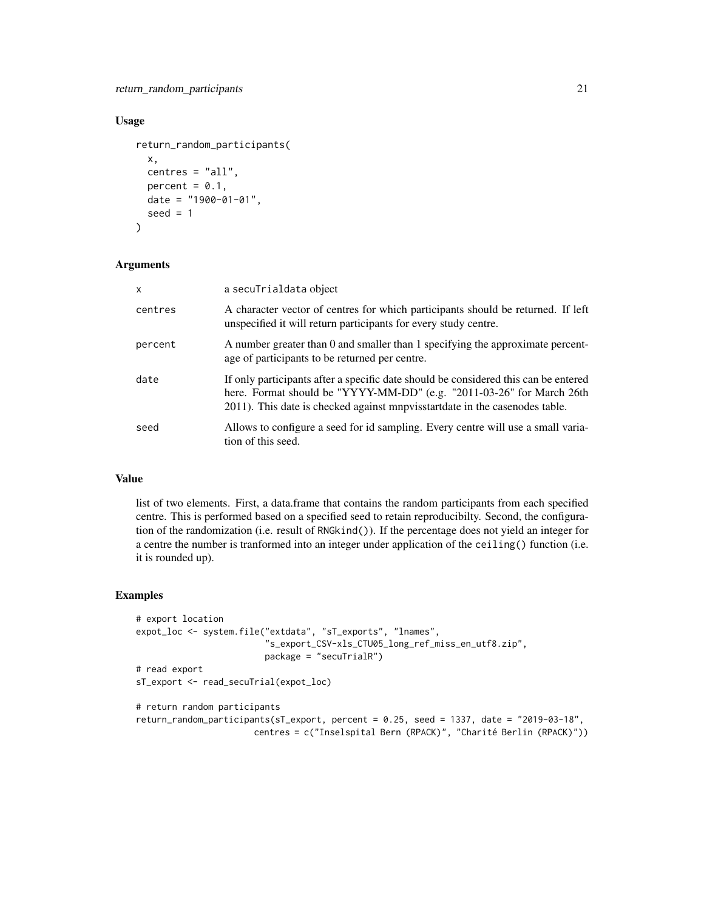### Usage

```
return_random_participants(
  x,
  centres = "all",
  percent = 0.1,
  date = "1900-01-01",
  seed = 1
)
```

### Arguments

| | |
|---|---|
| x | a secuTrialdata object |
| centres | A character vector of centres for which participants should be returned. If left unspecified it will return participants for every study centre. |
| percent | A number greater than 0 and smaller than 1 specifying the approximate percentage of participants to be returned per centre. |
| date | If only participants after a specific date should be considered this can be entered here. Format should be "YYYY-MM-DD" (e.g. "2011-03-26" for March 26th 2011). This date is checked against mnpvisstartdate in the casenodes table. |
| seed | Allows to configure a seed for id sampling. Every centre will use a small variation of this seed. |

### Value

list of two elements. First, a data.frame that contains the random participants from each specified centre. This is performed based on a specified seed to retain reproducibilty. Second, the configuration of the randomization (i.e. result of RNGkind()). If the percentage does not yield an integer for a centre the number is tranformed into an integer under application of the ceiling() function (i.e. it is rounded up).

### Examples

```
# export location
expot_loc <- system.file("extdata", "sT_exports", "lnames",
                         "s_export_CSV-xls_CTU05_long_ref_miss_en_utf8.zip",
                         package = "secuTrialR")
# read export
sT_export <- read_secuTrial(expot_loc)

# return random participants
return_random_participants(sT_export, percent = 0.25, seed = 1337, date = "2019-03-18",
                       centres = c("Inselspital Bern (RPACK)", "Charité Berlin (RPACK)"))
```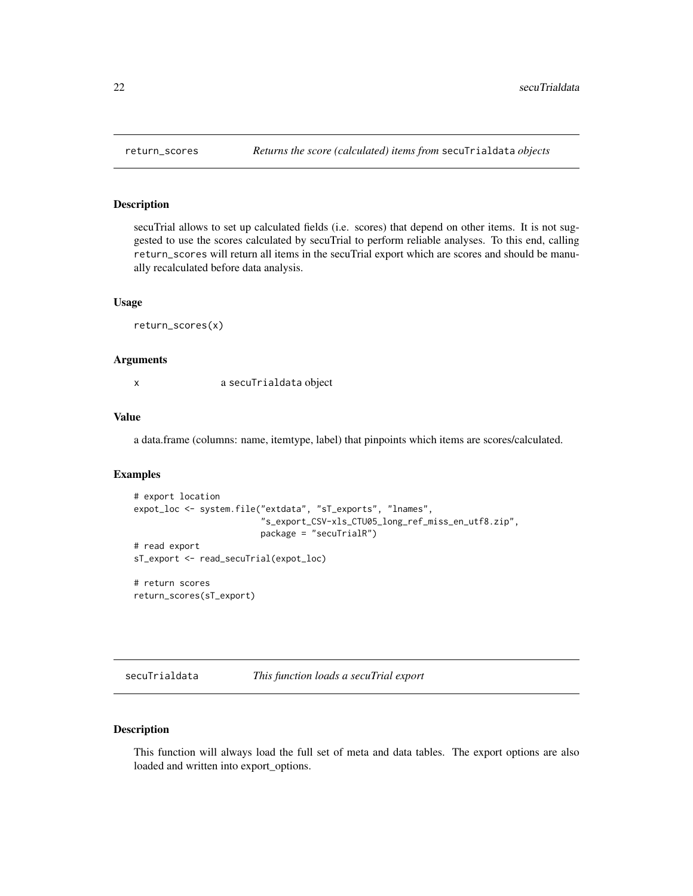## return_scores *Returns the score (calculated) items from* secuTrialdata *objects*

### Description

secuTrial allows to set up calculated fields (i.e. scores) that depend on other items. It is not suggested to use the scores calculated by secuTrial to perform reliable analyses. To this end, calling `return_scores` will return all items in the secuTrial export which are scores and should be manually recalculated before data analysis.

### Usage

```
return_scores(x)
```

### Arguments

| | |
|---|---|
| x | a `secuTrialdata` object |

### Value

a data.frame (columns: name, itemtype, label) that pinpoints which items are scores/calculated.

### Examples

```
# export location
expot_loc <- system.file("extdata", "sT_exports", "lnames",
                         "s_export_CSV-xls_CTU05_long_ref_miss_en_utf8.zip",
                         package = "secuTrialR")
# read export
sT_export <- read_secuTrial(expot_loc)

# return scores
return_scores(sT_export)
```

## secuTrialdata *This function loads a secuTrial export*

### Description

This function will always load the full set of meta and data tables. The export options are also loaded and written into export_options.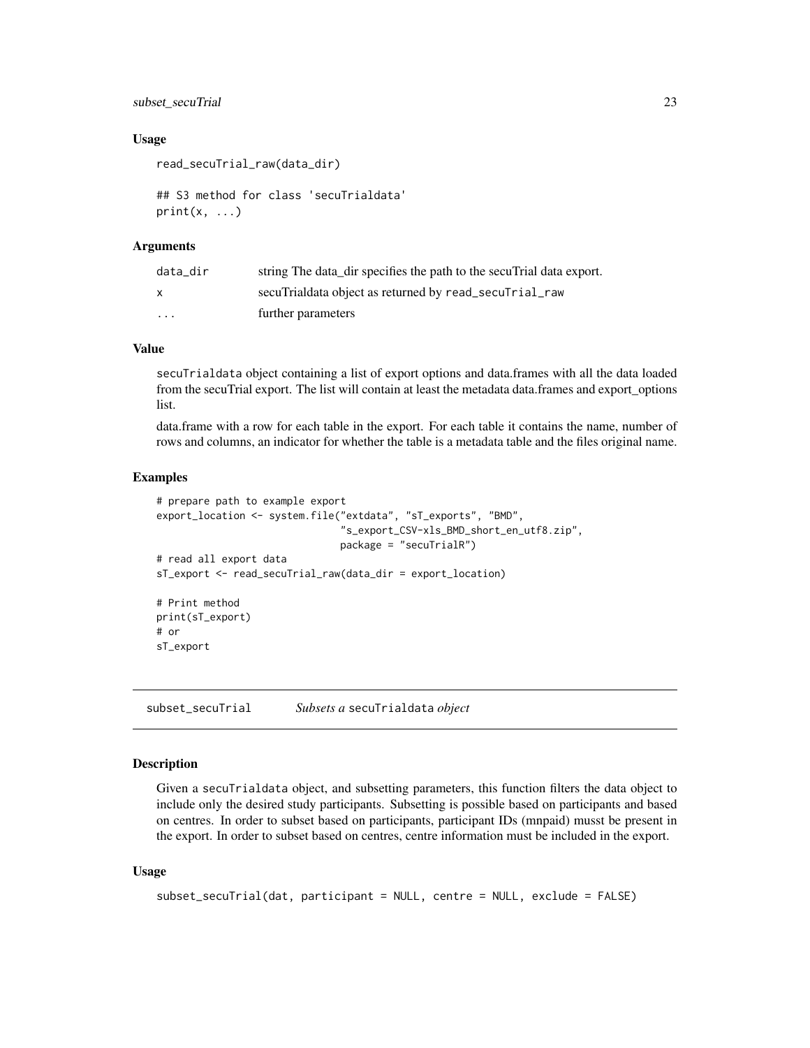### Usage

```
read_secuTrial_raw(data_dir)

## S3 method for class 'secuTrialdata'
print(x, ...)
```

### Arguments

| | |
|---|---|
| data_dir | string The data_dir specifies the path to the secuTrial data export. |
| x | secuTrialdata object as returned by read_secuTrial_raw |
| ... | further parameters |

### Value

secuTrialdata object containing a list of export options and data.frames with all the data loaded from the secuTrial export. The list will contain at least the metadata data.frames and export_options list.

data.frame with a row for each table in the export. For each table it contains the name, number of rows and columns, an indicator for whether the table is a metadata table and the files original name.

### Examples

```
# prepare path to example export
export_location <- system.file("extdata", "sT_exports", "BMD",
                               "s_export_CSV-xls_BMD_short_en_utf8.zip",
                               package = "secuTrialR")
# read all export data
sT_export <- read_secuTrial_raw(data_dir = export_location)

# Print method
print(sT_export)
# or
sT_export
```

---

## subset_secuTrial    *Subsets a* secuTrialdata *object*

### Description

Given a secuTrialdata object, and subsetting parameters, this function filters the data object to include only the desired study participants. Subsetting is possible based on participants and based on centres. In order to subset based on participants, participant IDs (mnpaid) musst be present in the export. In order to subset based on centres, centre information must be included in the export.

### Usage

```
subset_secuTrial(dat, participant = NULL, centre = NULL, exclude = FALSE)
```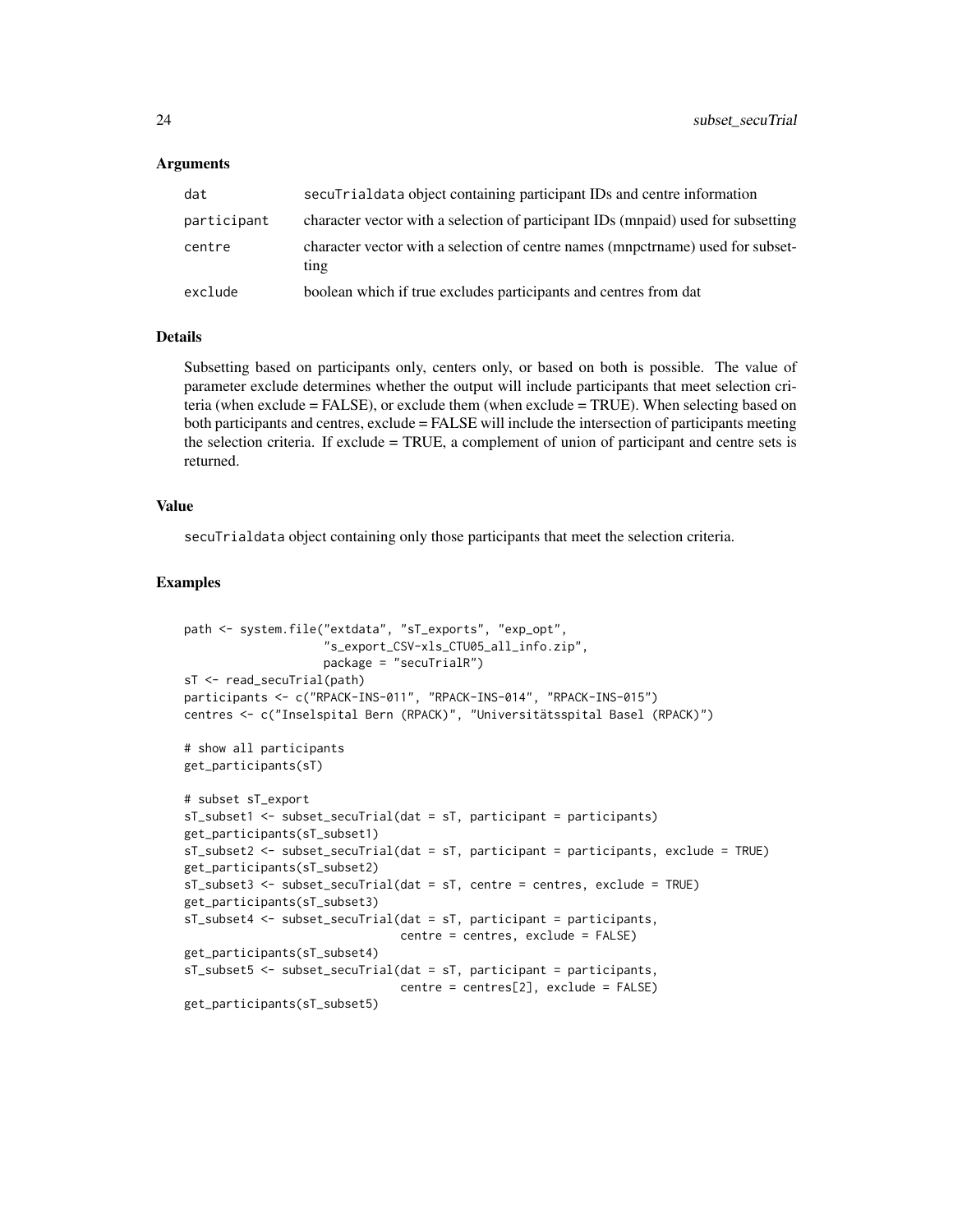### Arguments

| | |
|---|---|
| dat | `secuTrialdata` object containing participant IDs and centre information |
| participant | character vector with a selection of participant IDs (mnpaid) used for subsetting |
| centre | character vector with a selection of centre names (mnpctrname) used for subsetting |
| exclude | boolean which if true excludes participants and centres from dat |

### Details

Subsetting based on participants only, centers only, or based on both is possible. The value of parameter exclude determines whether the output will include participants that meet selection criteria (when exclude = FALSE), or exclude them (when exclude = TRUE). When selecting based on both participants and centres, exclude = FALSE will include the intersection of participants meeting the selection criteria. If exclude = TRUE, a complement of union of participant and centre sets is returned.

### Value

`secuTrialdata` object containing only those participants that meet the selection criteria.

### Examples

```
path <- system.file("extdata", "sT_exports", "exp_opt",
                    "s_export_CSV-xls_CTU05_all_info.zip",
                    package = "secuTrialR")
sT <- read_secuTrial(path)
participants <- c("RPACK-INS-011", "RPACK-INS-014", "RPACK-INS-015")
centres <- c("Inselspital Bern (RPACK)", "Universitätsspital Basel (RPACK)")

# show all participants
get_participants(sT)

# subset sT_export
sT_subset1 <- subset_secuTrial(dat = sT, participant = participants)
get_participants(sT_subset1)
sT_subset2 <- subset_secuTrial(dat = sT, participant = participants, exclude = TRUE)
get_participants(sT_subset2)
sT_subset3 <- subset_secuTrial(dat = sT, centre = centres, exclude = TRUE)
get_participants(sT_subset3)
sT_subset4 <- subset_secuTrial(dat = sT, participant = participants,
                               centre = centres, exclude = FALSE)
get_participants(sT_subset4)
sT_subset5 <- subset_secuTrial(dat = sT, participant = participants,
                               centre = centres[2], exclude = FALSE)
get_participants(sT_subset5)
```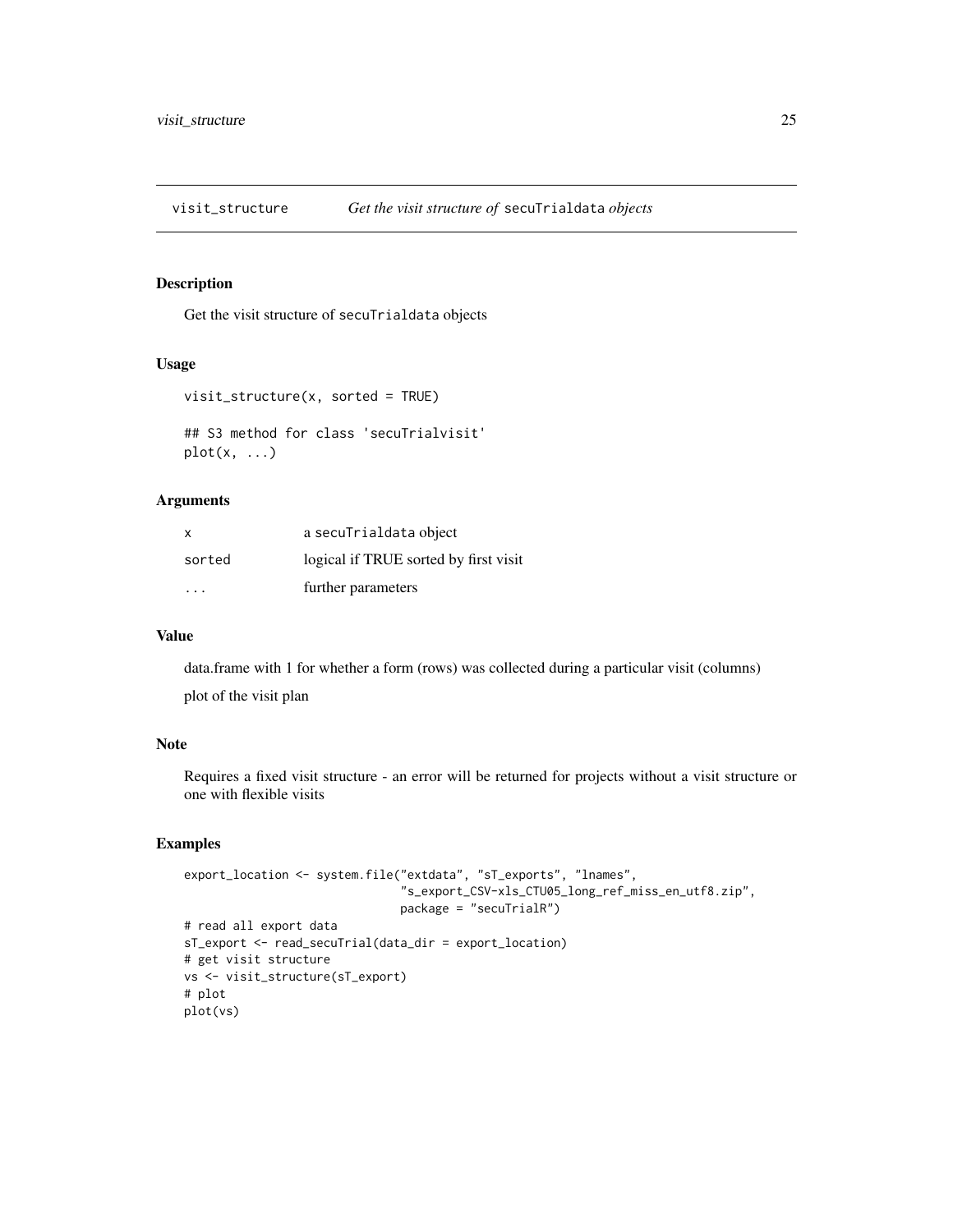## visit_structure — *Get the visit structure of* `secuTrialdata` *objects*

### Description

Get the visit structure of `secuTrialdata` objects

### Usage

```
visit_structure(x, sorted = TRUE)

## S3 method for class 'secuTrialvisit'
plot(x, ...)
```

### Arguments

| | |
|---|---|
| x | a `secuTrialdata` object |
| sorted | logical if TRUE sorted by first visit |
| ... | further parameters |

### Value

data.frame with 1 for whether a form (rows) was collected during a particular visit (columns)

plot of the visit plan

### Note

Requires a fixed visit structure - an error will be returned for projects without a visit structure or one with flexible visits

### Examples

```
export_location <- system.file("extdata", "sT_exports", "lnames",
                               "s_export_CSV-xls_CTU05_long_ref_miss_en_utf8.zip",
                               package = "secuTrialR")
# read all export data
sT_export <- read_secuTrial(data_dir = export_location)
# get visit structure
vs <- visit_structure(sT_export)
# plot
plot(vs)
```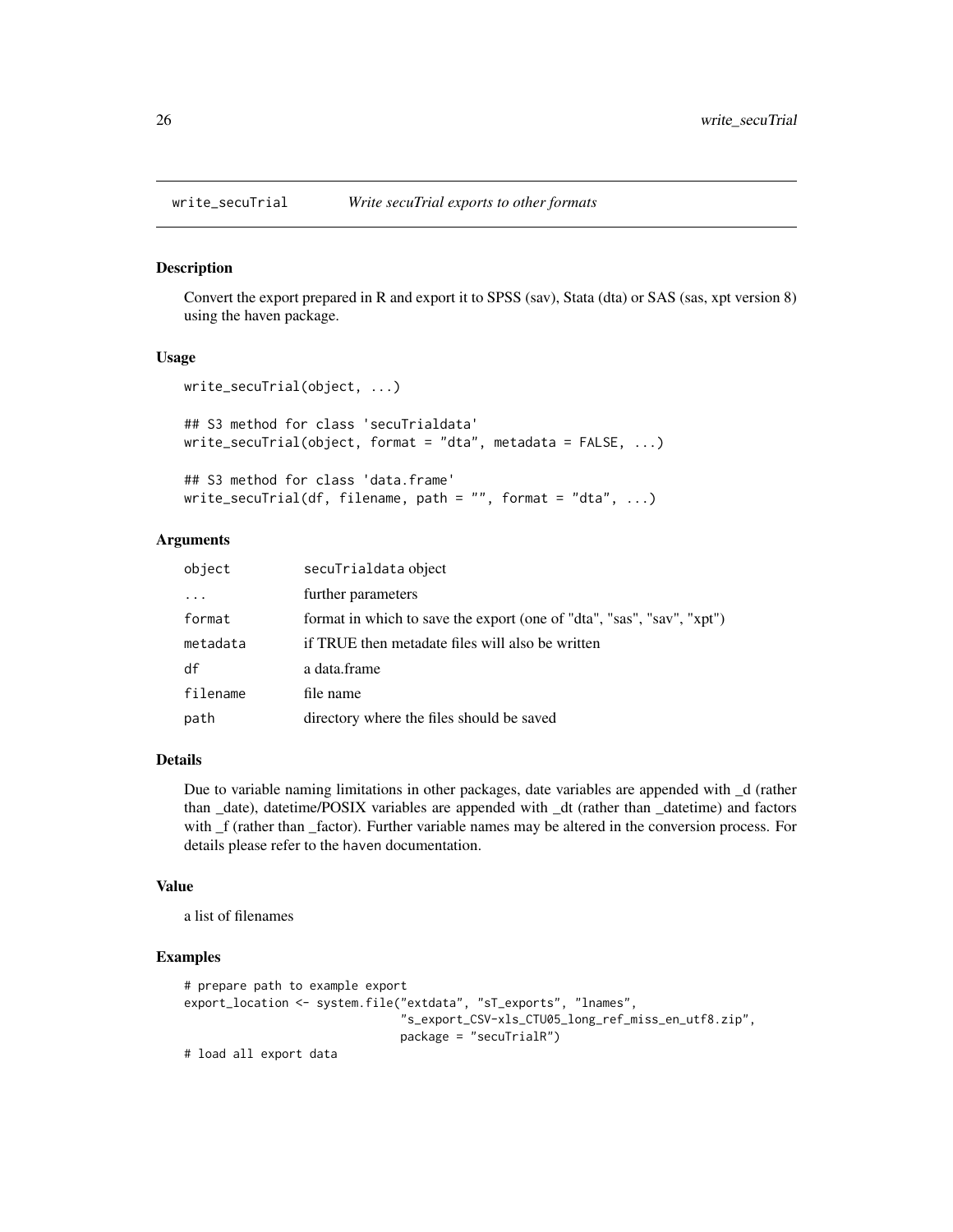## write_secuTrial *Write secuTrial exports to other formats*

### Description

Convert the export prepared in R and export it to SPSS (sav), Stata (dta) or SAS (sas, xpt version 8) using the haven package.

### Usage

```
write_secuTrial(object, ...)

## S3 method for class 'secuTrialdata'
write_secuTrial(object, format = "dta", metadata = FALSE, ...)

## S3 method for class 'data.frame'
write_secuTrial(df, filename, path = "", format = "dta", ...)
```

### Arguments

| | |
|---|---|
| object | secuTrialdata object |
| ... | further parameters |
| format | format in which to save the export (one of "dta", "sas", "sav", "xpt") |
| metadata | if TRUE then metadate files will also be written |
| df | a data.frame |
| filename | file name |
| path | directory where the files should be saved |

### Details

Due to variable naming limitations in other packages, date variables are appended with _d (rather than _date), datetime/POSIX variables are appended with _dt (rather than _datetime) and factors with _f (rather than _factor). Further variable names may be altered in the conversion process. For details please refer to the haven documentation.

### Value

a list of filenames

### Examples

```
# prepare path to example export
export_location <- system.file("extdata", "sT_exports", "lnames",
                               "s_export_CSV-xls_CTU05_long_ref_miss_en_utf8.zip",
                               package = "secuTrialR")
# load all export data
```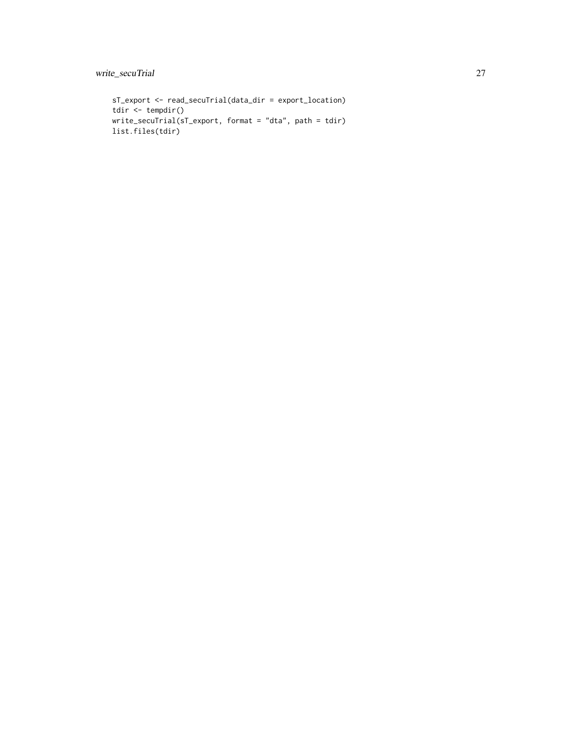```
sT_export <- read_secuTrial(data_dir = export_location)
tdir <- tempdir()
write_secuTrial(sT_export, format = "dta", path = tdir)
list.files(tdir)
```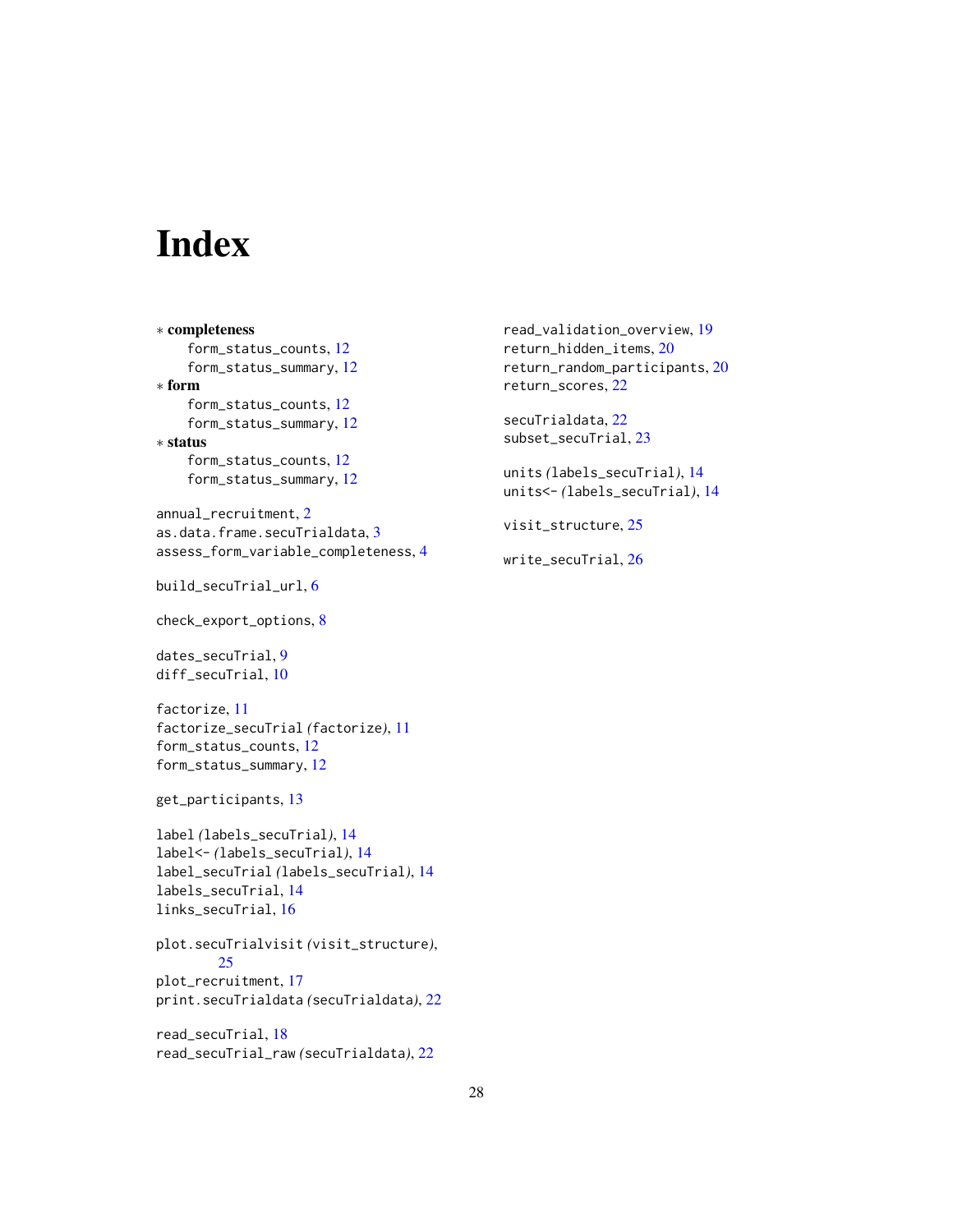# Index

∗ **completeness**
- form_status_counts, 12
- form_status_summary, 12

∗ **form**
- form_status_counts, 12
- form_status_summary, 12

∗ **status**
- form_status_counts, 12
- form_status_summary, 12

annual_recruitment, 2
as.data.frame.secuTrialdata, 3
assess_form_variable_completeness, 4

build_secuTrial_url, 6

check_export_options, 8

dates_secuTrial, 9
diff_secuTrial, 10

factorize, 11
factorize_secuTrial *(factorize)*, 11
form_status_counts, 12
form_status_summary, 12

get_participants, 13

label *(labels_secuTrial)*, 14
label<- *(labels_secuTrial)*, 14
label_secuTrial *(labels_secuTrial)*, 14
labels_secuTrial, 14
links_secuTrial, 16

plot.secuTrialvisit *(visit_structure)*, 25
plot_recruitment, 17
print.secuTrialdata *(secuTrialdata)*, 22

read_secuTrial, 18
read_secuTrial_raw *(secuTrialdata)*, 22
read_validation_overview, 19
return_hidden_items, 20
return_random_participants, 20
return_scores, 22

secuTrialdata, 22
subset_secuTrial, 23

units *(labels_secuTrial)*, 14
units<- *(labels_secuTrial)*, 14

visit_structure, 25

write_secuTrial, 26